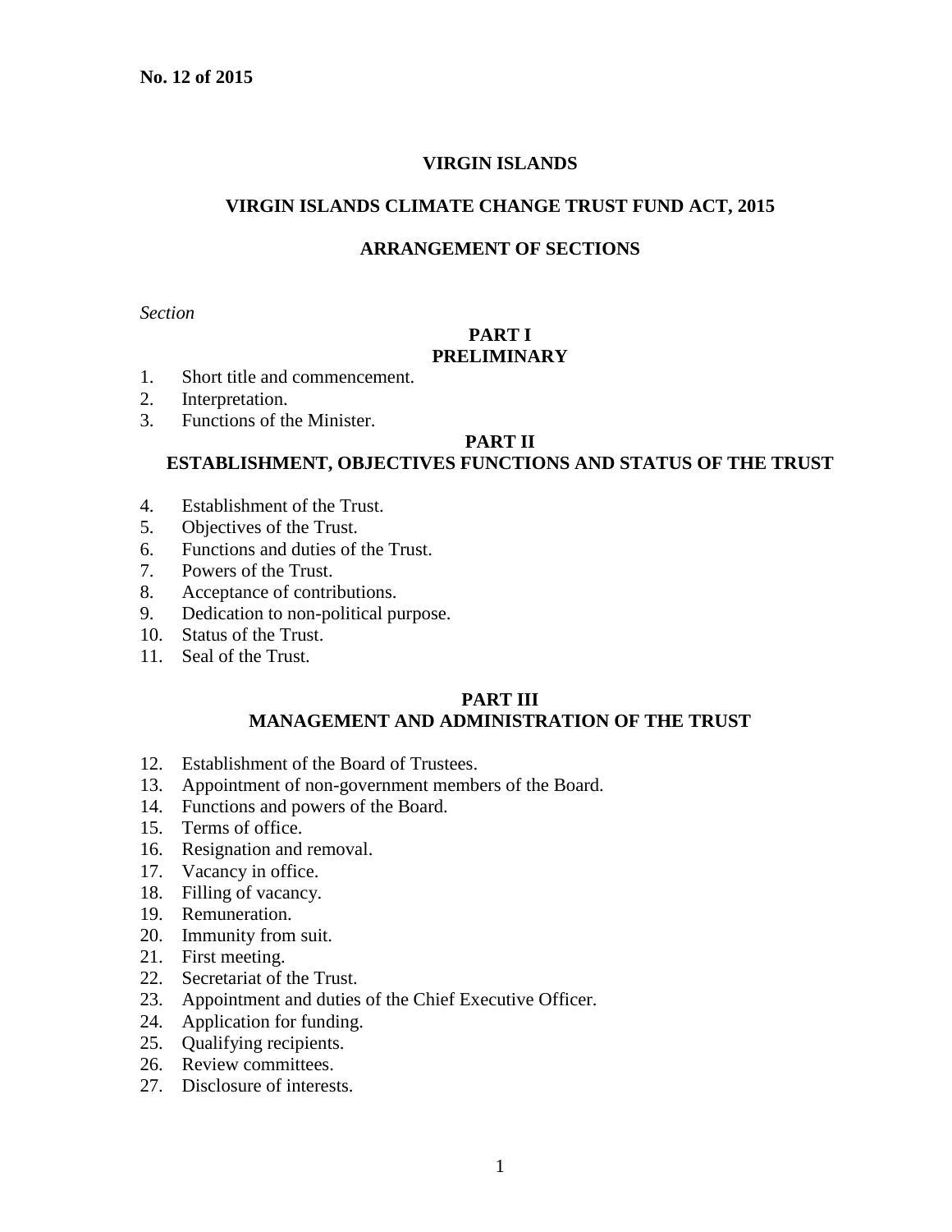**No. 12 of 2015**

# VIRGIN ISLANDS

## VIRGIN ISLANDS CLIMATE CHANGE TRUST FUND ACT, 2015

## ARRANGEMENT OF SECTIONS

*Section*

### PART I
### PRELIMINARY

1. Short title and commencement.
2. Interpretation.
3. Functions of the Minister.

### PART II
### ESTABLISHMENT, OBJECTIVES FUNCTIONS AND STATUS OF THE TRUST

4. Establishment of the Trust.
5. Objectives of the Trust.
6. Functions and duties of the Trust.
7. Powers of the Trust.
8. Acceptance of contributions.
9. Dedication to non-political purpose.
10. Status of the Trust.
11. Seal of the Trust.

### PART III
### MANAGEMENT AND ADMINISTRATION OF THE TRUST

12. Establishment of the Board of Trustees.
13. Appointment of non-government members of the Board.
14. Functions and powers of the Board.
15. Terms of office.
16. Resignation and removal.
17. Vacancy in office.
18. Filling of vacancy.
19. Remuneration.
20. Immunity from suit.
21. First meeting.
22. Secretariat of the Trust.
23. Appointment and duties of the Chief Executive Officer.
24. Application for funding.
25. Qualifying recipients.
26. Review committees.
27. Disclosure of interests.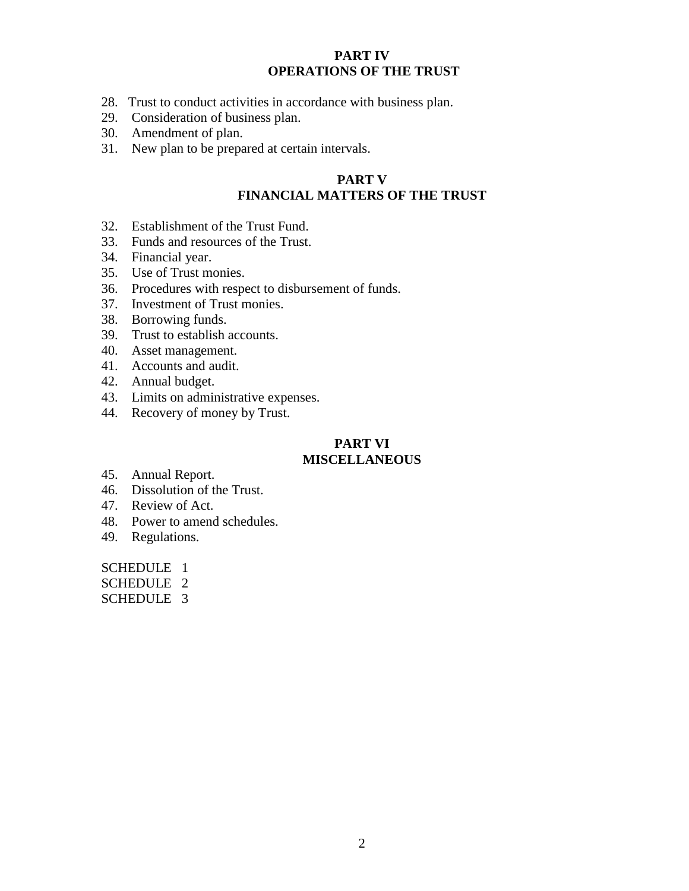## PART IV
## OPERATIONS OF THE TRUST

28. Trust to conduct activities in accordance with business plan.
29. Consideration of business plan.
30. Amendment of plan.
31. New plan to be prepared at certain intervals.

## PART V
## FINANCIAL MATTERS OF THE TRUST

32. Establishment of the Trust Fund.
33. Funds and resources of the Trust.
34. Financial year.
35. Use of Trust monies.
36. Procedures with respect to disbursement of funds.
37. Investment of Trust monies.
38. Borrowing funds.
39. Trust to establish accounts.
40. Asset management.
41. Accounts and audit.
42. Annual budget.
43. Limits on administrative expenses.
44. Recovery of money by Trust.

## PART VI
## MISCELLANEOUS

45. Annual Report.
46. Dissolution of the Trust.
47. Review of Act.
48. Power to amend schedules.
49. Regulations.

SCHEDULE 1
SCHEDULE 2
SCHEDULE 3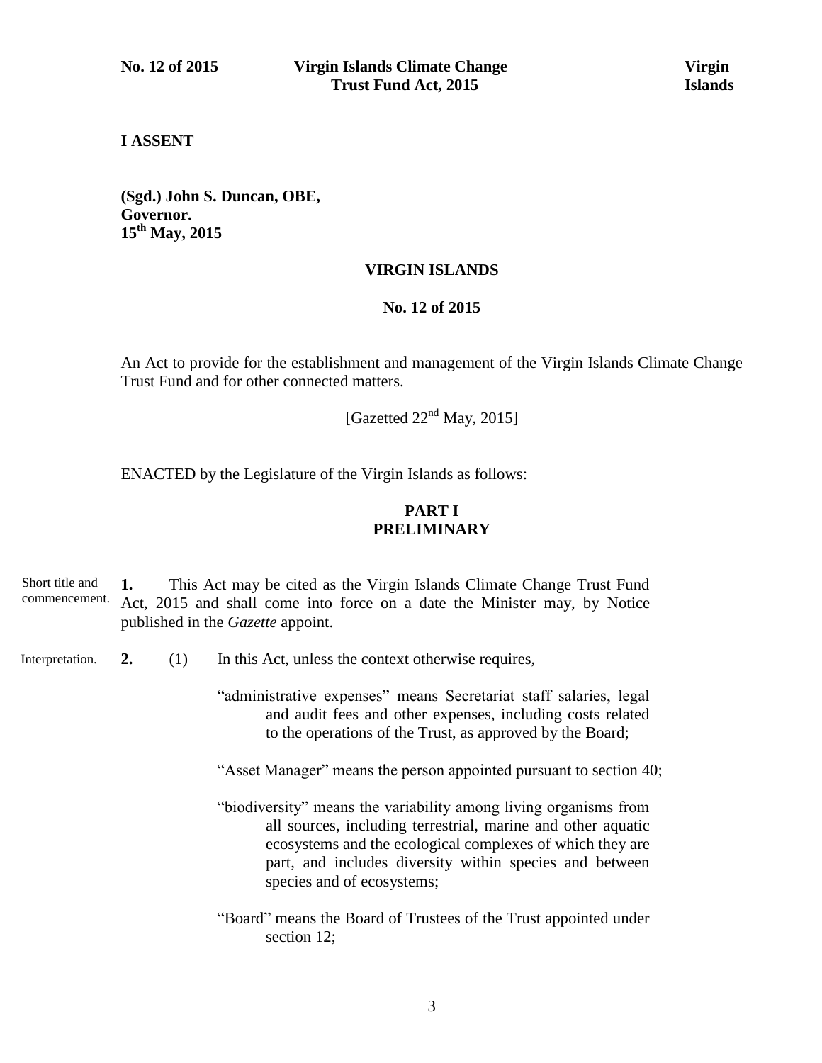**I ASSENT**

**(Sgd.) John S. Duncan, OBE,**
**Governor.**
**15th May, 2015**

## VIRGIN ISLANDS

**No. 12 of 2015**

An Act to provide for the establishment and management of the Virgin Islands Climate Change Trust Fund and for other connected matters.

[Gazetted 22nd May, 2015]

ENACTED by the Legislature of the Virgin Islands as follows:

## PART I
## PRELIMINARY

Short title and commencement.

**1.** This Act may be cited as the Virgin Islands Climate Change Trust Fund Act, 2015 and shall come into force on a date the Minister may, by Notice published in the *Gazette* appoint.

Interpretation.

**2.** (1) In this Act, unless the context otherwise requires,

"administrative expenses" means Secretariat staff salaries, legal and audit fees and other expenses, including costs related to the operations of the Trust, as approved by the Board;

"Asset Manager" means the person appointed pursuant to section 40;

"biodiversity" means the variability among living organisms from all sources, including terrestrial, marine and other aquatic ecosystems and the ecological complexes of which they are part, and includes diversity within species and between species and of ecosystems;

"Board" means the Board of Trustees of the Trust appointed under section 12;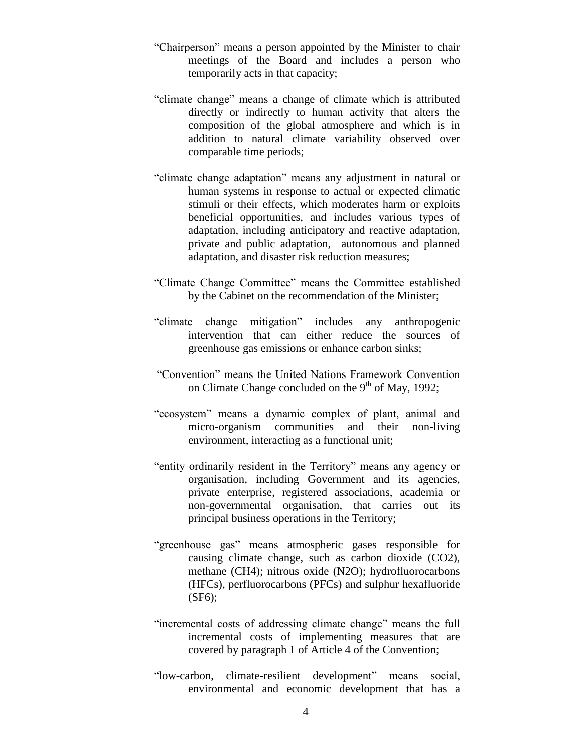"Chairperson" means a person appointed by the Minister to chair meetings of the Board and includes a person who temporarily acts in that capacity;

"climate change" means a change of climate which is attributed directly or indirectly to human activity that alters the composition of the global atmosphere and which is in addition to natural climate variability observed over comparable time periods;

"climate change adaptation" means any adjustment in natural or human systems in response to actual or expected climatic stimuli or their effects, which moderates harm or exploits beneficial opportunities, and includes various types of adaptation, including anticipatory and reactive adaptation, private and public adaptation, autonomous and planned adaptation, and disaster risk reduction measures;

"Climate Change Committee" means the Committee established by the Cabinet on the recommendation of the Minister;

"climate change mitigation" includes any anthropogenic intervention that can either reduce the sources of greenhouse gas emissions or enhance carbon sinks;

"Convention" means the United Nations Framework Convention on Climate Change concluded on the 9th of May, 1992;

"ecosystem" means a dynamic complex of plant, animal and micro-organism communities and their non-living environment, interacting as a functional unit;

"entity ordinarily resident in the Territory" means any agency or organisation, including Government and its agencies, private enterprise, registered associations, academia or non-governmental organisation, that carries out its principal business operations in the Territory;

"greenhouse gas" means atmospheric gases responsible for causing climate change, such as carbon dioxide ($CO_2$), methane ($CH_4$); nitrous oxide ($N_2O$); hydrofluorocarbons (HFCs), perfluorocarbons (PFCs) and sulphur hexafluoride ($SF_6$);

"incremental costs of addressing climate change" means the full incremental costs of implementing measures that are covered by paragraph 1 of Article 4 of the Convention;

"low-carbon, climate-resilient development" means social, environmental and economic development that has a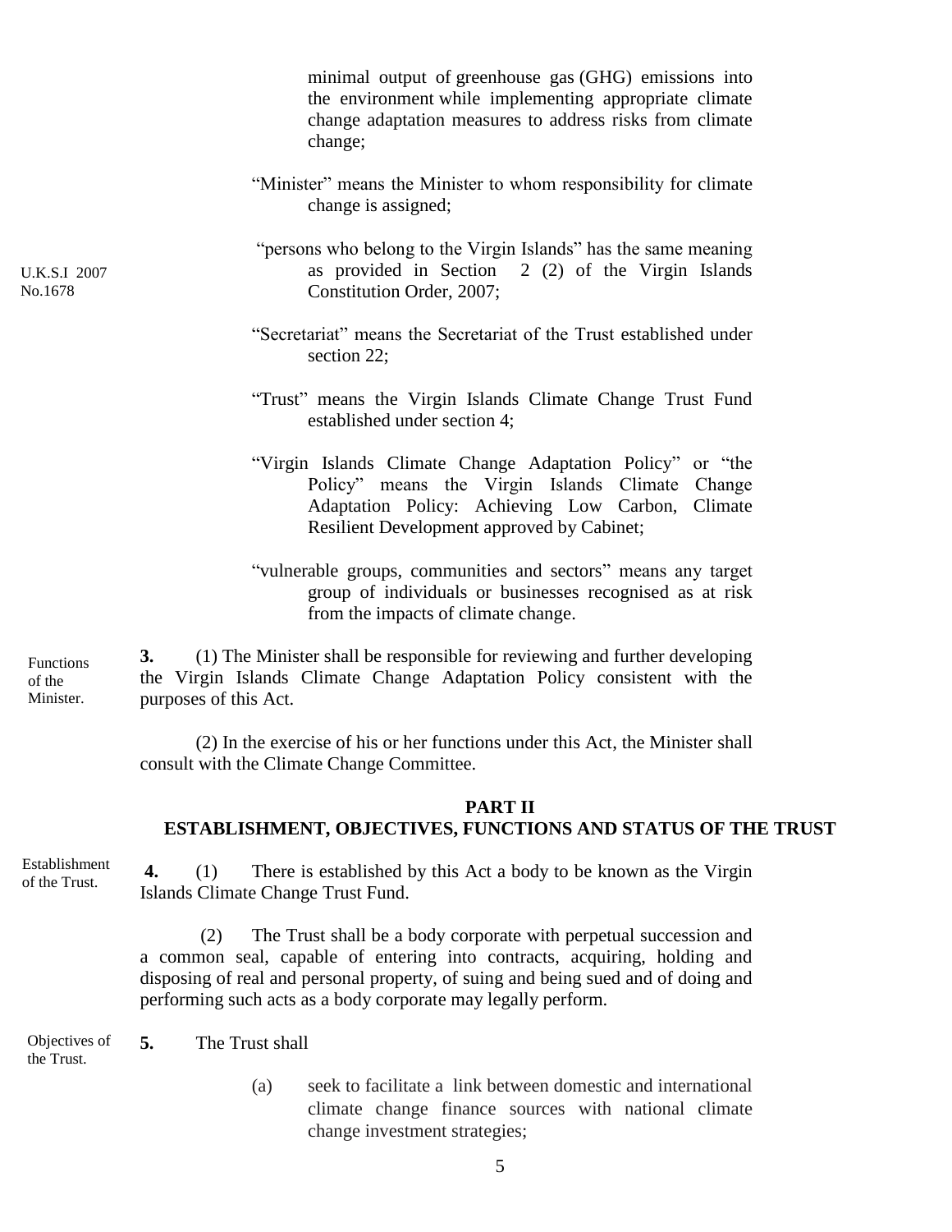minimal output of greenhouse gas (GHG) emissions into the environment while implementing appropriate climate change adaptation measures to address risks from climate change;

"Minister" means the Minister to whom responsibility for climate change is assigned;

U.K.S.I 2007 No.1678

"persons who belong to the Virgin Islands" has the same meaning as provided in Section 2 (2) of the Virgin Islands Constitution Order, 2007;

"Secretariat" means the Secretariat of the Trust established under section 22;

"Trust" means the Virgin Islands Climate Change Trust Fund established under section 4;

"Virgin Islands Climate Change Adaptation Policy" or "the Policy" means the Virgin Islands Climate Change Adaptation Policy: Achieving Low Carbon, Climate Resilient Development approved by Cabinet;

"vulnerable groups, communities and sectors" means any target group of individuals or businesses recognised as at risk from the impacts of climate change.

Functions of the Minister.

**3.** (1) The Minister shall be responsible for reviewing and further developing the Virgin Islands Climate Change Adaptation Policy consistent with the purposes of this Act.

(2) In the exercise of his or her functions under this Act, the Minister shall consult with the Climate Change Committee.

## PART II
## ESTABLISHMENT, OBJECTIVES, FUNCTIONS AND STATUS OF THE TRUST

Establishment of the Trust.

**4.** (1) There is established by this Act a body to be known as the Virgin Islands Climate Change Trust Fund.

(2) The Trust shall be a body corporate with perpetual succession and a common seal, capable of entering into contracts, acquiring, holding and disposing of real and personal property, of suing and being sued and of doing and performing such acts as a body corporate may legally perform.

Objectives of the Trust.

**5.** The Trust shall

(a) seek to facilitate a link between domestic and international climate change finance sources with national climate change investment strategies;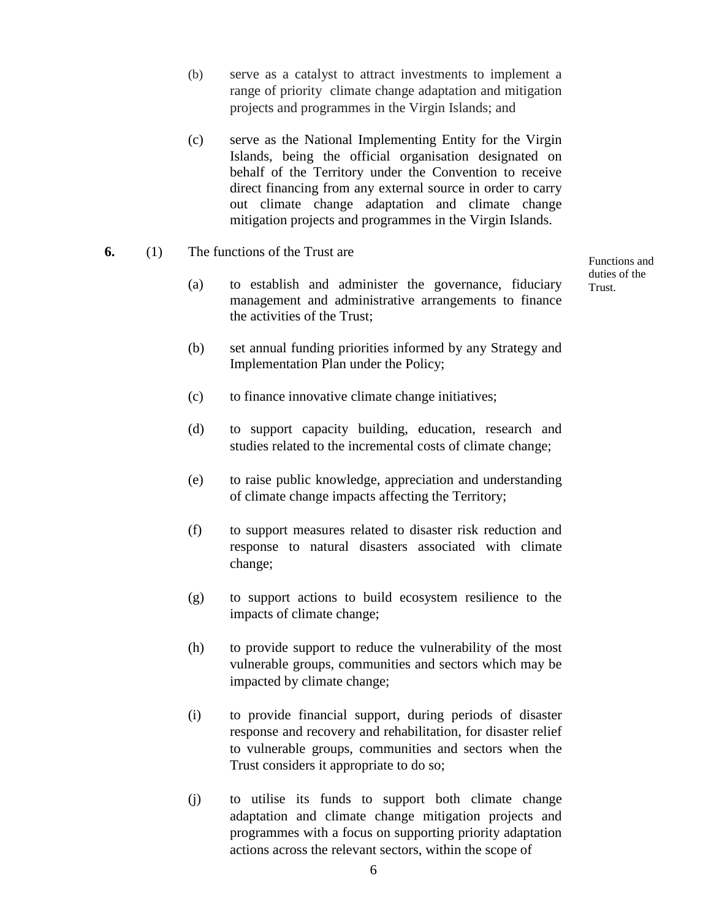(b) serve as a catalyst to attract investments to implement a range of priority climate change adaptation and mitigation projects and programmes in the Virgin Islands; and

(c) serve as the National Implementing Entity for the Virgin Islands, being the official organisation designated on behalf of the Territory under the Convention to receive direct financing from any external source in order to carry out climate change adaptation and climate change mitigation projects and programmes in the Virgin Islands.

Functions and duties of the Trust.

**6.** (1) The functions of the Trust are

(a) to establish and administer the governance, fiduciary management and administrative arrangements to finance the activities of the Trust;

(b) set annual funding priorities informed by any Strategy and Implementation Plan under the Policy;

(c) to finance innovative climate change initiatives;

(d) to support capacity building, education, research and studies related to the incremental costs of climate change;

(e) to raise public knowledge, appreciation and understanding of climate change impacts affecting the Territory;

(f) to support measures related to disaster risk reduction and response to natural disasters associated with climate change;

(g) to support actions to build ecosystem resilience to the impacts of climate change;

(h) to provide support to reduce the vulnerability of the most vulnerable groups, communities and sectors which may be impacted by climate change;

(i) to provide financial support, during periods of disaster response and recovery and rehabilitation, for disaster relief to vulnerable groups, communities and sectors when the Trust considers it appropriate to do so;

(j) to utilise its funds to support both climate change adaptation and climate change mitigation projects and programmes with a focus on supporting priority adaptation actions across the relevant sectors, within the scope of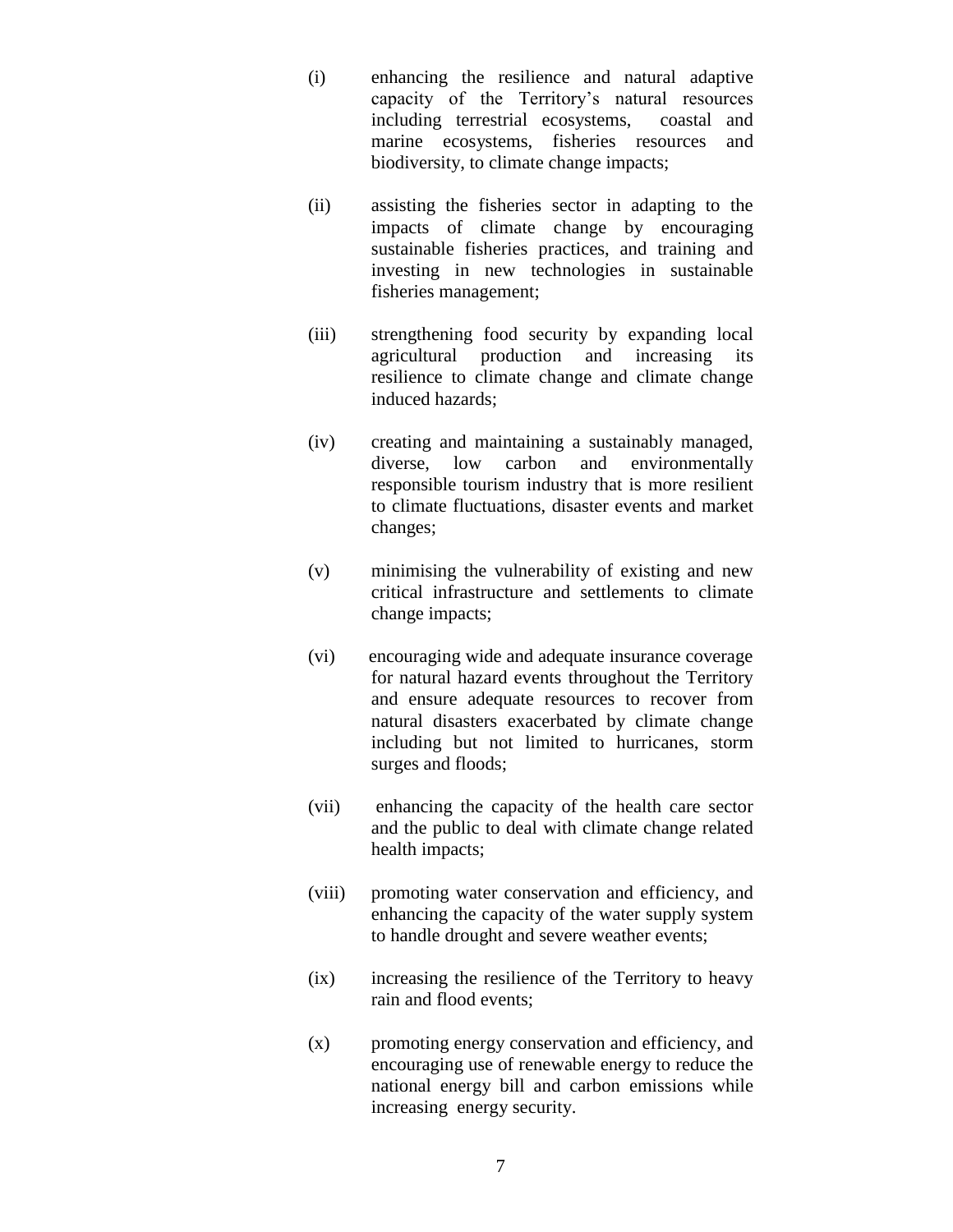(i) enhancing the resilience and natural adaptive capacity of the Territory's natural resources including terrestrial ecosystems, coastal and marine ecosystems, fisheries resources and biodiversity, to climate change impacts;

(ii) assisting the fisheries sector in adapting to the impacts of climate change by encouraging sustainable fisheries practices, and training and investing in new technologies in sustainable fisheries management;

(iii) strengthening food security by expanding local agricultural production and increasing its resilience to climate change and climate change induced hazards;

(iv) creating and maintaining a sustainably managed, diverse, low carbon and environmentally responsible tourism industry that is more resilient to climate fluctuations, disaster events and market changes;

(v) minimising the vulnerability of existing and new critical infrastructure and settlements to climate change impacts;

(vi) encouraging wide and adequate insurance coverage for natural hazard events throughout the Territory and ensure adequate resources to recover from natural disasters exacerbated by climate change including but not limited to hurricanes, storm surges and floods;

(vii) enhancing the capacity of the health care sector and the public to deal with climate change related health impacts;

(viii) promoting water conservation and efficiency, and enhancing the capacity of the water supply system to handle drought and severe weather events;

(ix) increasing the resilience of the Territory to heavy rain and flood events;

(x) promoting energy conservation and efficiency, and encouraging use of renewable energy to reduce the national energy bill and carbon emissions while increasing energy security.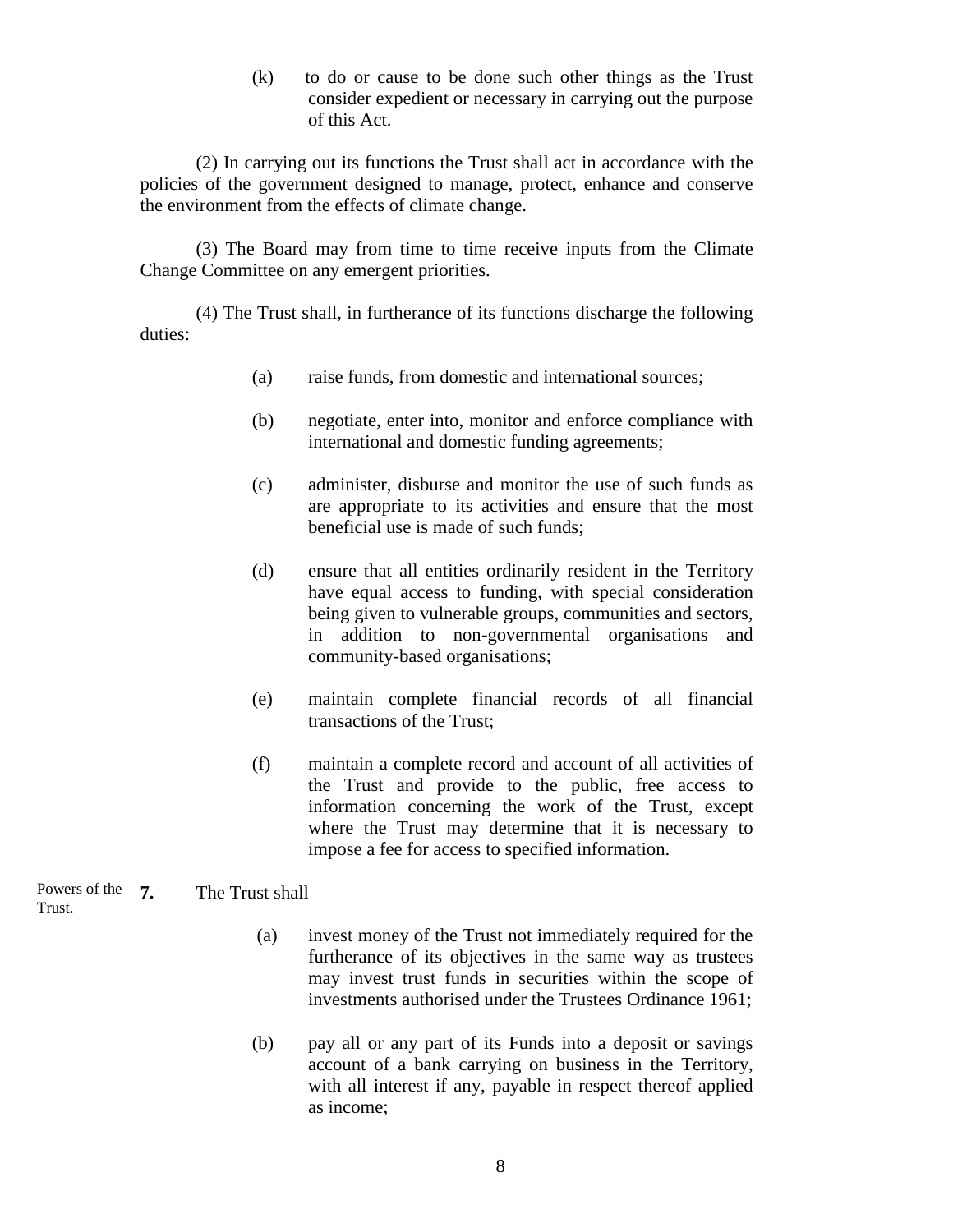(k) to do or cause to be done such other things as the Trust consider expedient or necessary in carrying out the purpose of this Act.

(2) In carrying out its functions the Trust shall act in accordance with the policies of the government designed to manage, protect, enhance and conserve the environment from the effects of climate change.

(3) The Board may from time to time receive inputs from the Climate Change Committee on any emergent priorities.

(4) The Trust shall, in furtherance of its functions discharge the following duties:

(a) raise funds, from domestic and international sources;

(b) negotiate, enter into, monitor and enforce compliance with international and domestic funding agreements;

(c) administer, disburse and monitor the use of such funds as are appropriate to its activities and ensure that the most beneficial use is made of such funds;

(d) ensure that all entities ordinarily resident in the Territory have equal access to funding, with special consideration being given to vulnerable groups, communities and sectors, in addition to non-governmental organisations and community-based organisations;

(e) maintain complete financial records of all financial transactions of the Trust;

(f) maintain a complete record and account of all activities of the Trust and provide to the public, free access to information concerning the work of the Trust, except where the Trust may determine that it is necessary to impose a fee for access to specified information.

Powers of the Trust.

**7.** The Trust shall

(a) invest money of the Trust not immediately required for the furtherance of its objectives in the same way as trustees may invest trust funds in securities within the scope of investments authorised under the Trustees Ordinance 1961;

(b) pay all or any part of its Funds into a deposit or savings account of a bank carrying on business in the Territory, with all interest if any, payable in respect thereof applied as income;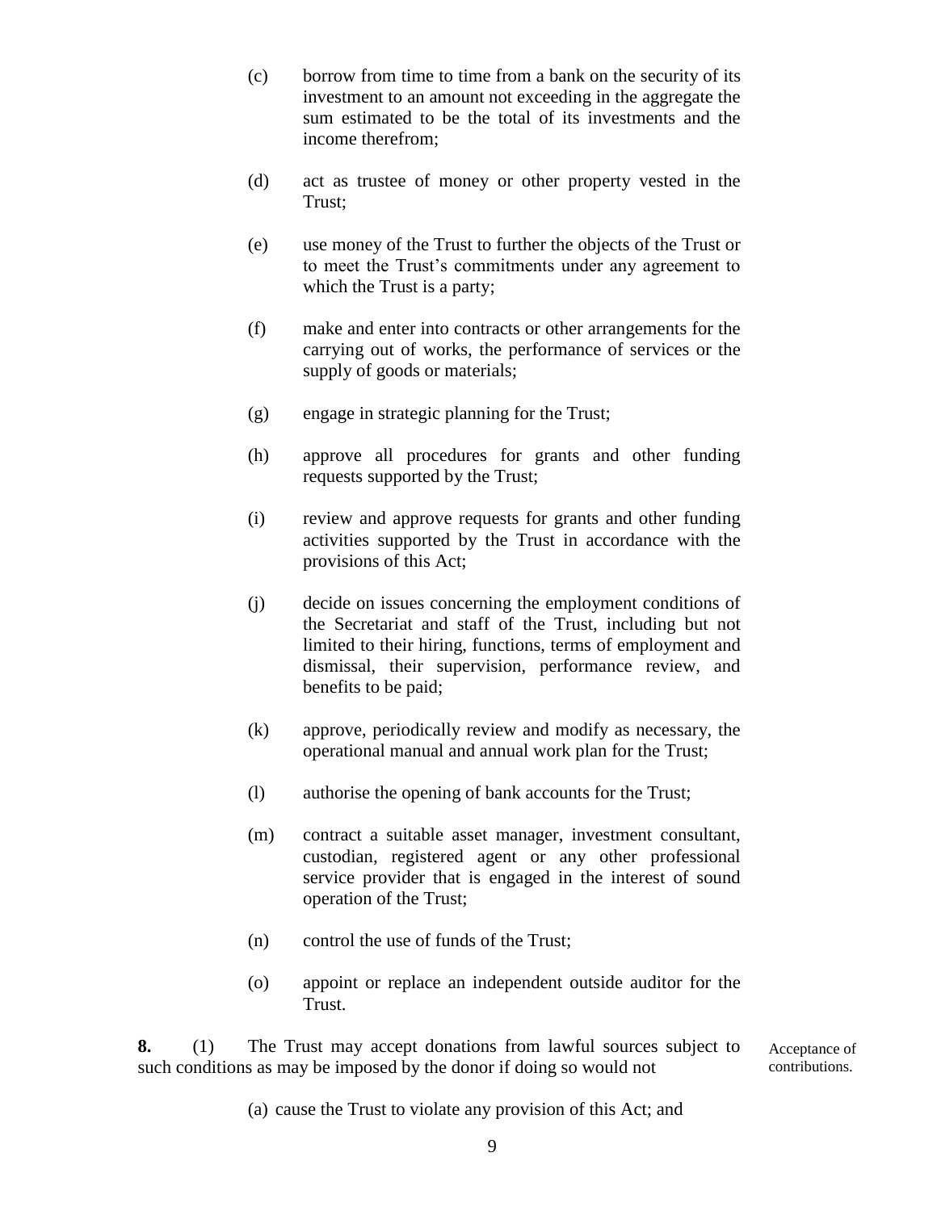(c) borrow from time to time from a bank on the security of its investment to an amount not exceeding in the aggregate the sum estimated to be the total of its investments and the income therefrom;

(d) act as trustee of money or other property vested in the Trust;

(e) use money of the Trust to further the objects of the Trust or to meet the Trust's commitments under any agreement to which the Trust is a party;

(f) make and enter into contracts or other arrangements for the carrying out of works, the performance of services or the supply of goods or materials;

(g) engage in strategic planning for the Trust;

(h) approve all procedures for grants and other funding requests supported by the Trust;

(i) review and approve requests for grants and other funding activities supported by the Trust in accordance with the provisions of this Act;

(j) decide on issues concerning the employment conditions of the Secretariat and staff of the Trust, including but not limited to their hiring, functions, terms of employment and dismissal, their supervision, performance review, and benefits to be paid;

(k) approve, periodically review and modify as necessary, the operational manual and annual work plan for the Trust;

(l) authorise the opening of bank accounts for the Trust;

(m) contract a suitable asset manager, investment consultant, custodian, registered agent or any other professional service provider that is engaged in the interest of sound operation of the Trust;

(n) control the use of funds of the Trust;

(o) appoint or replace an independent outside auditor for the Trust.

**8.** (1) The Trust may accept donations from lawful sources subject to such conditions as may be imposed by the donor if doing so would not

Acceptance of contributions.

(a) cause the Trust to violate any provision of this Act; and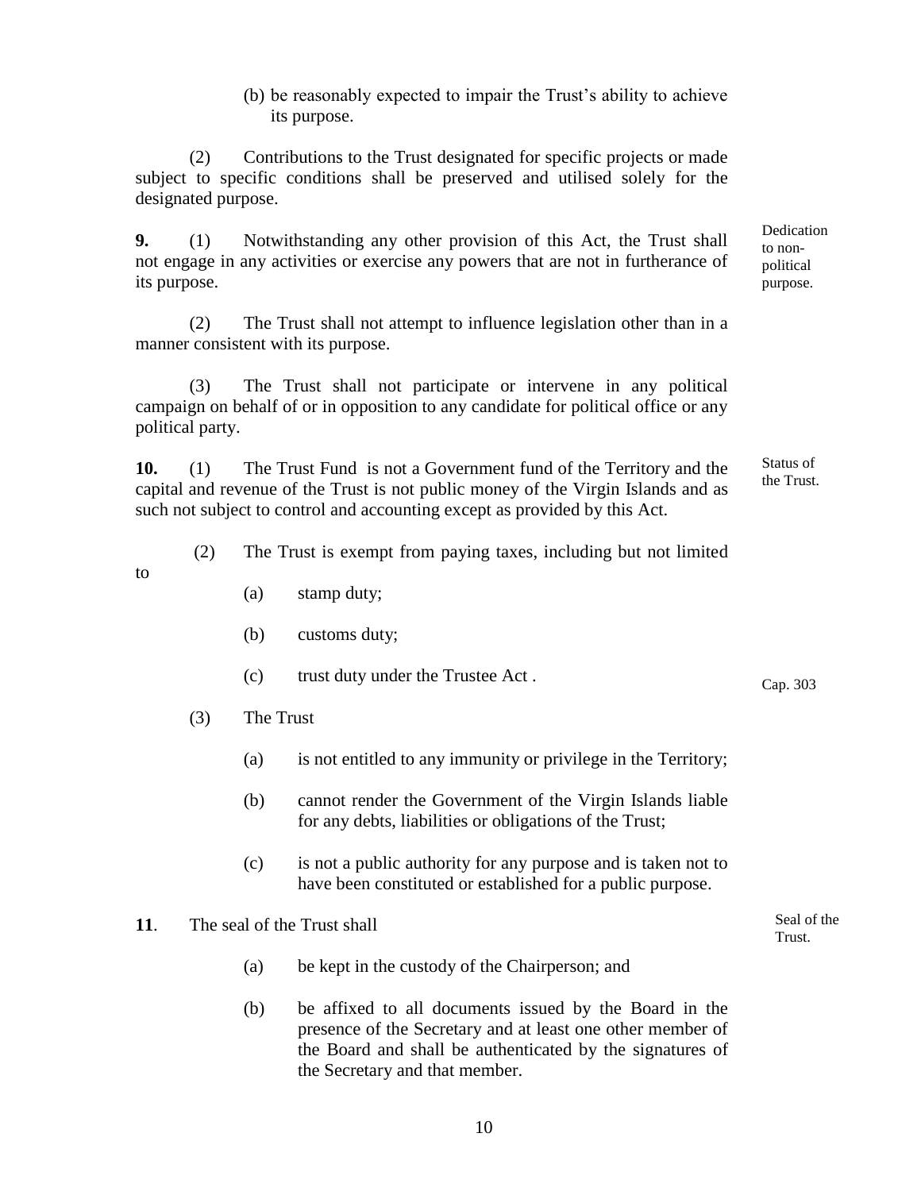(b) be reasonably expected to impair the Trust's ability to achieve its purpose.

(2) Contributions to the Trust designated for specific projects or made subject to specific conditions shall be preserved and utilised solely for the designated purpose.

Dedication to non-political purpose.

**9.** (1) Notwithstanding any other provision of this Act, the Trust shall not engage in any activities or exercise any powers that are not in furtherance of its purpose.

(2) The Trust shall not attempt to influence legislation other than in a manner consistent with its purpose.

(3) The Trust shall not participate or intervene in any political campaign on behalf of or in opposition to any candidate for political office or any political party.

Status of the Trust.

**10.** (1) The Trust Fund is not a Government fund of the Territory and the capital and revenue of the Trust is not public money of the Virgin Islands and as such not subject to control and accounting except as provided by this Act.

(2) The Trust is exempt from paying taxes, including but not limited to

(a) stamp duty;

(b) customs duty;

(c) trust duty under the Trustee Act . Cap. 303

(3) The Trust

(a) is not entitled to any immunity or privilege in the Territory;

(b) cannot render the Government of the Virgin Islands liable for any debts, liabilities or obligations of the Trust;

(c) is not a public authority for any purpose and is taken not to have been constituted or established for a public purpose.

Seal of the Trust.

**11**. The seal of the Trust shall

(a) be kept in the custody of the Chairperson; and

(b) be affixed to all documents issued by the Board in the presence of the Secretary and at least one other member of the Board and shall be authenticated by the signatures of the Secretary and that member.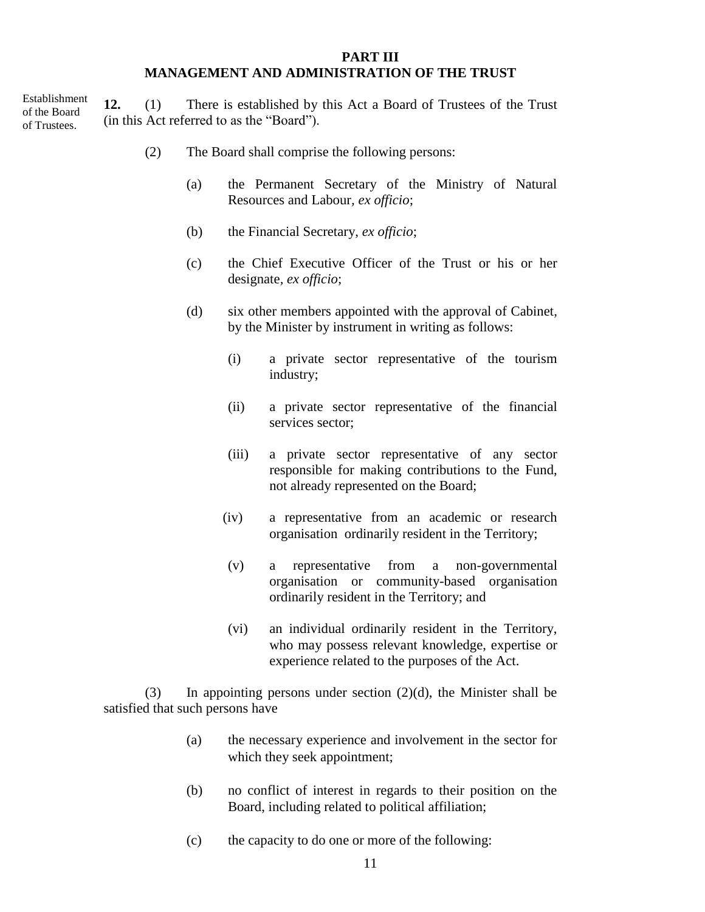## PART III
## MANAGEMENT AND ADMINISTRATION OF THE TRUST

Establishment of the Board of Trustees.

**12.** (1) There is established by this Act a Board of Trustees of the Trust (in this Act referred to as the "Board").

(2) The Board shall comprise the following persons:

(a) the Permanent Secretary of the Ministry of Natural Resources and Labour, *ex officio*;

(b) the Financial Secretary, *ex officio*;

(c) the Chief Executive Officer of the Trust or his or her designate, *ex officio*;

(d) six other members appointed with the approval of Cabinet, by the Minister by instrument in writing as follows:

(i) a private sector representative of the tourism industry;

(ii) a private sector representative of the financial services sector;

(iii) a private sector representative of any sector responsible for making contributions to the Fund, not already represented on the Board;

(iv) a representative from an academic or research organisation ordinarily resident in the Territory;

(v) a representative from a non-governmental organisation or community-based organisation ordinarily resident in the Territory; and

(vi) an individual ordinarily resident in the Territory, who may possess relevant knowledge, expertise or experience related to the purposes of the Act.

(3) In appointing persons under section (2)(d), the Minister shall be satisfied that such persons have

(a) the necessary experience and involvement in the sector for which they seek appointment;

(b) no conflict of interest in regards to their position on the Board, including related to political affiliation;

(c) the capacity to do one or more of the following: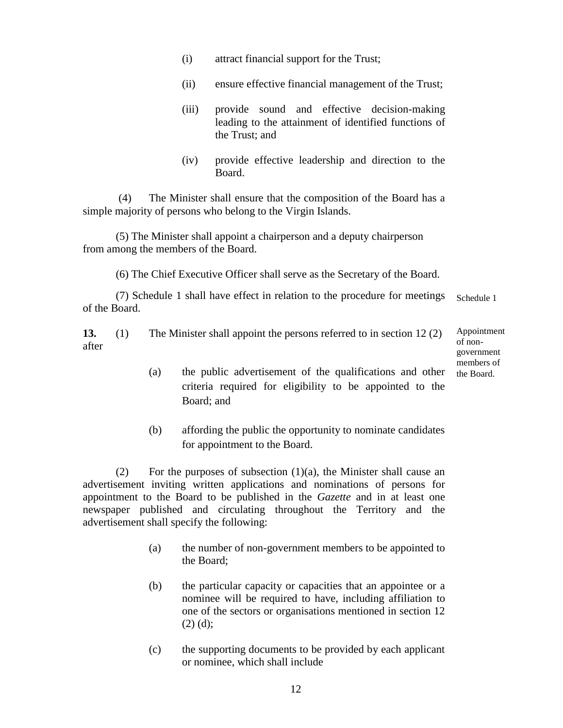(i) attract financial support for the Trust;

(ii) ensure effective financial management of the Trust;

(iii) provide sound and effective decision-making leading to the attainment of identified functions of the Trust; and

(iv) provide effective leadership and direction to the Board.

(4) The Minister shall ensure that the composition of the Board has a simple majority of persons who belong to the Virgin Islands.

(5) The Minister shall appoint a chairperson and a deputy chairperson from among the members of the Board.

(6) The Chief Executive Officer shall serve as the Secretary of the Board.

(7) Schedule 1 shall have effect in relation to the procedure for meetings of the Board. *Schedule 1*

*Appointment of non-government members of the Board.*

**13.** (1) The Minister shall appoint the persons referred to in section 12 (2) after

(a) the public advertisement of the qualifications and other criteria required for eligibility to be appointed to the Board; and

(b) affording the public the opportunity to nominate candidates for appointment to the Board.

(2) For the purposes of subsection (1)(a), the Minister shall cause an advertisement inviting written applications and nominations of persons for appointment to the Board to be published in the *Gazette* and in at least one newspaper published and circulating throughout the Territory and the advertisement shall specify the following:

(a) the number of non-government members to be appointed to the Board;

(b) the particular capacity or capacities that an appointee or a nominee will be required to have, including affiliation to one of the sectors or organisations mentioned in section 12 (2) (d);

(c) the supporting documents to be provided by each applicant or nominee, which shall include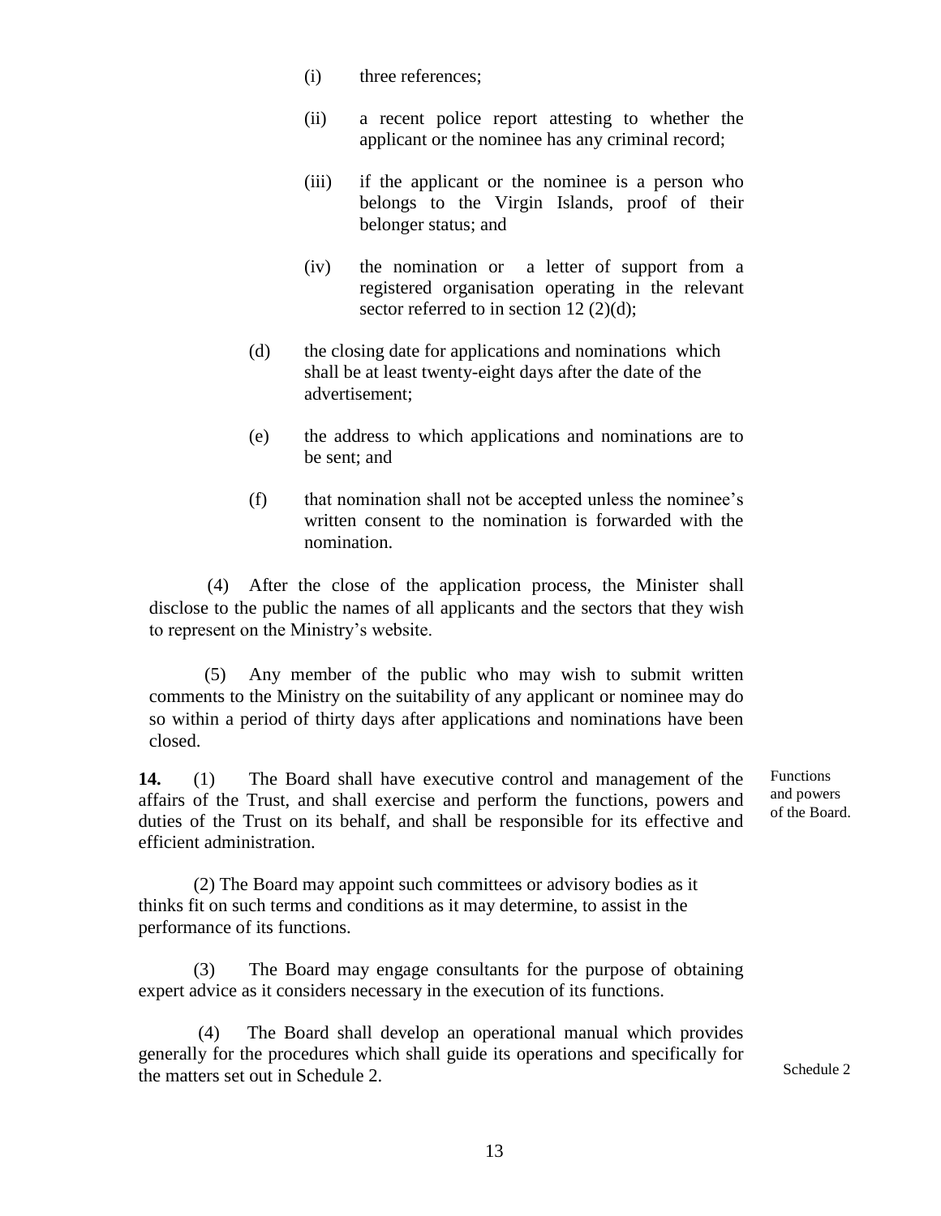(i) three references;

(ii) a recent police report attesting to whether the applicant or the nominee has any criminal record;

(iii) if the applicant or the nominee is a person who belongs to the Virgin Islands, proof of their belonger status; and

(iv) the nomination or a letter of support from a registered organisation operating in the relevant sector referred to in section 12 (2)(d);

(d) the closing date for applications and nominations which shall be at least twenty-eight days after the date of the advertisement;

(e) the address to which applications and nominations are to be sent; and

(f) that nomination shall not be accepted unless the nominee's written consent to the nomination is forwarded with the nomination.

(4) After the close of the application process, the Minister shall disclose to the public the names of all applicants and the sectors that they wish to represent on the Ministry's website.

(5) Any member of the public who may wish to submit written comments to the Ministry on the suitability of any applicant or nominee may do so within a period of thirty days after applications and nominations have been closed.

Functions and powers of the Board.

**14.** (1) The Board shall have executive control and management of the affairs of the Trust, and shall exercise and perform the functions, powers and duties of the Trust on its behalf, and shall be responsible for its effective and efficient administration.

(2) The Board may appoint such committees or advisory bodies as it thinks fit on such terms and conditions as it may determine, to assist in the performance of its functions.

(3) The Board may engage consultants for the purpose of obtaining expert advice as it considers necessary in the execution of its functions.

(4) The Board shall develop an operational manual which provides generally for the procedures which shall guide its operations and specifically for the matters set out in Schedule 2.

Schedule 2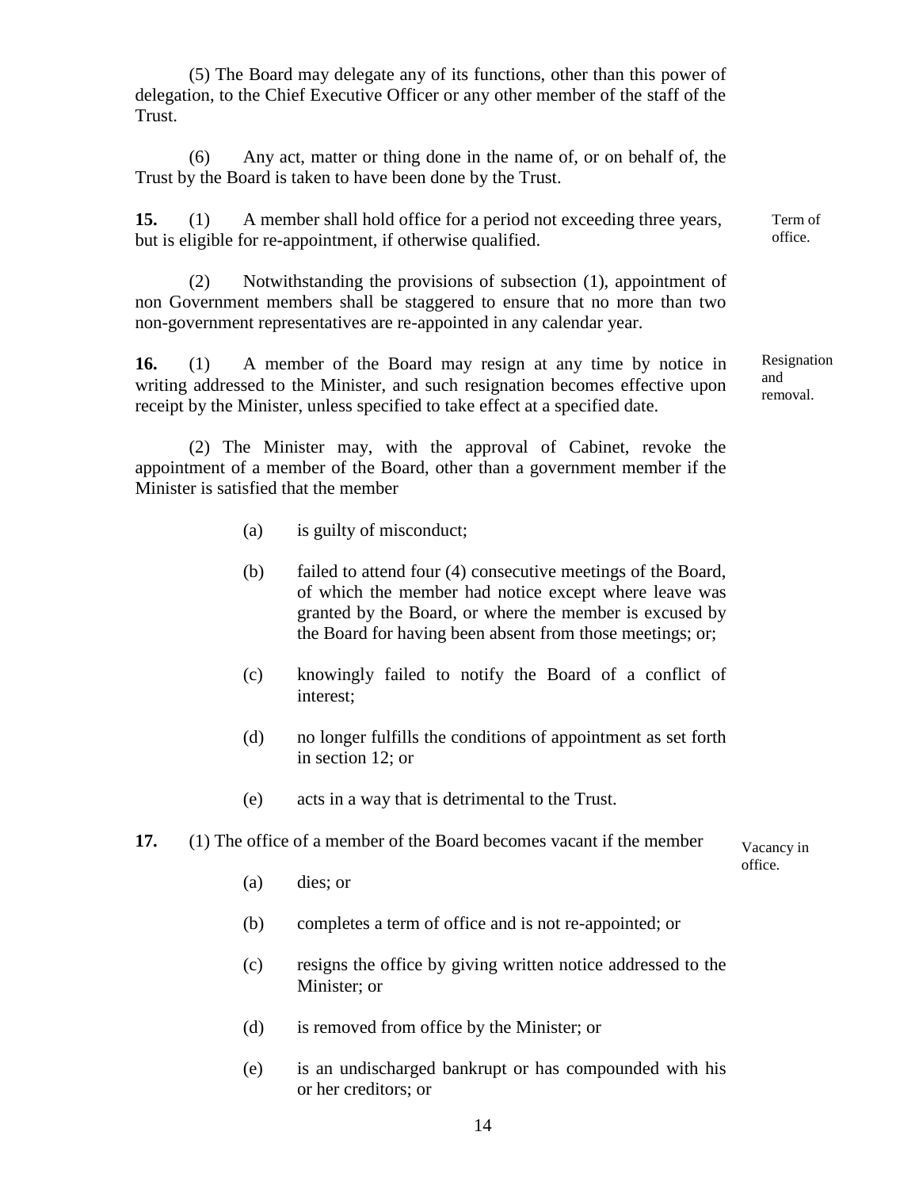(5) The Board may delegate any of its functions, other than this power of delegation, to the Chief Executive Officer or any other member of the staff of the Trust.

(6) Any act, matter or thing done in the name of, or on behalf of, the Trust by the Board is taken to have been done by the Trust.

**15.** (1) A member shall hold office for a period not exceeding three years, but is eligible for re-appointment, if otherwise qualified.

Term of office.

(2) Notwithstanding the provisions of subsection (1), appointment of non Government members shall be staggered to ensure that no more than two non-government representatives are re-appointed in any calendar year.

**16.** (1) A member of the Board may resign at any time by notice in writing addressed to the Minister, and such resignation becomes effective upon receipt by the Minister, unless specified to take effect at a specified date.

Resignation and removal.

(2) The Minister may, with the approval of Cabinet, revoke the appointment of a member of the Board, other than a government member if the Minister is satisfied that the member

(a) is guilty of misconduct;

(b) failed to attend four (4) consecutive meetings of the Board, of which the member had notice except where leave was granted by the Board, or where the member is excused by the Board for having been absent from those meetings; or;

(c) knowingly failed to notify the Board of a conflict of interest;

(d) no longer fulfills the conditions of appointment as set forth in section 12; or

(e) acts in a way that is detrimental to the Trust.

**17.** (1) The office of a member of the Board becomes vacant if the member

Vacancy in office.

(a) dies; or

(b) completes a term of office and is not re-appointed; or

(c) resigns the office by giving written notice addressed to the Minister; or

(d) is removed from office by the Minister; or

(e) is an undischarged bankrupt or has compounded with his or her creditors; or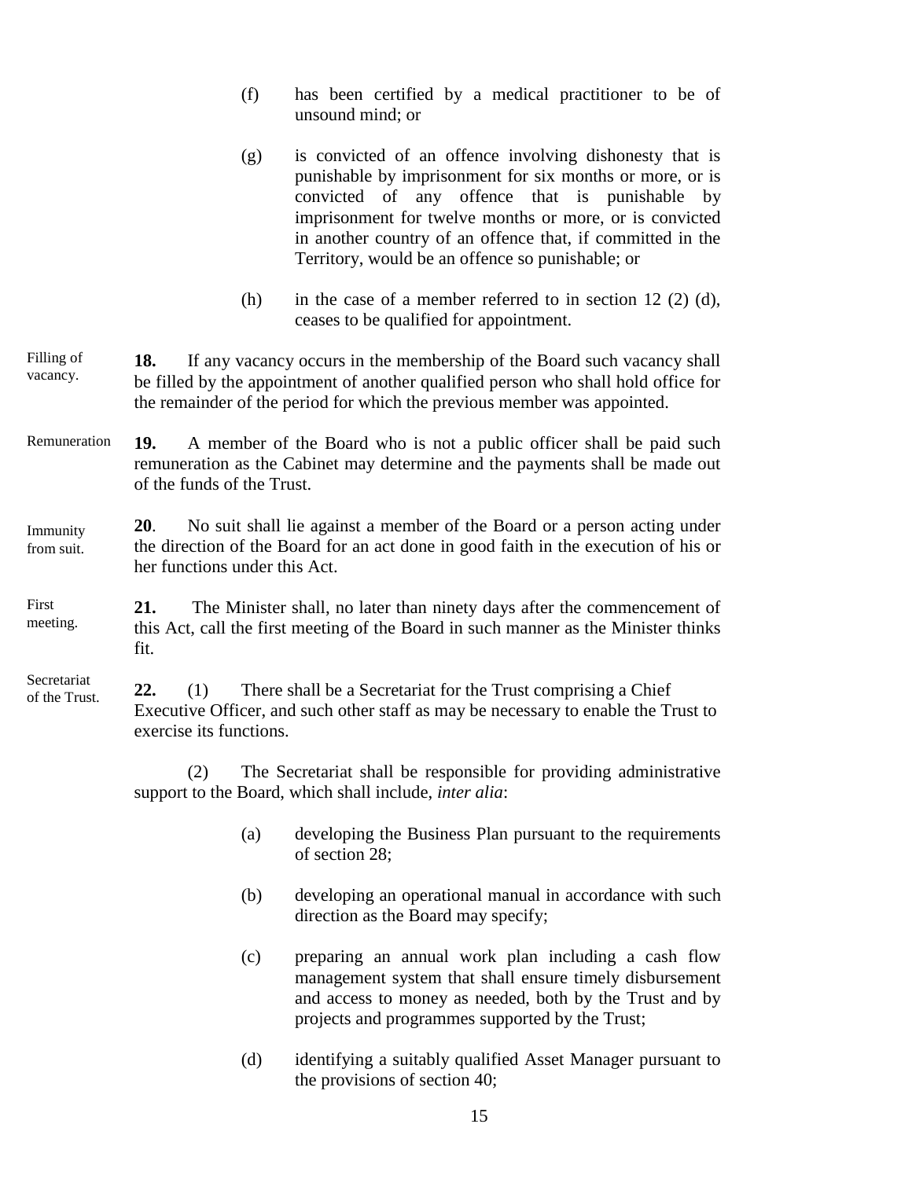(f) has been certified by a medical practitioner to be of unsound mind; or

(g) is convicted of an offence involving dishonesty that is punishable by imprisonment for six months or more, or is convicted of any offence that is punishable by imprisonment for twelve months or more, or is convicted in another country of an offence that, if committed in the Territory, would be an offence so punishable; or

(h) in the case of a member referred to in section 12 (2) (d), ceases to be qualified for appointment.

Filling of vacancy.

**18.** If any vacancy occurs in the membership of the Board such vacancy shall be filled by the appointment of another qualified person who shall hold office for the remainder of the period for which the previous member was appointed.

Remuneration

**19.** A member of the Board who is not a public officer shall be paid such remuneration as the Cabinet may determine and the payments shall be made out of the funds of the Trust.

Immunity from suit.

**20**. No suit shall lie against a member of the Board or a person acting under the direction of the Board for an act done in good faith in the execution of his or her functions under this Act.

First meeting.

**21.** The Minister shall, no later than ninety days after the commencement of this Act, call the first meeting of the Board in such manner as the Minister thinks fit.

Secretariat of the Trust.

**22.** (1) There shall be a Secretariat for the Trust comprising a Chief Executive Officer, and such other staff as may be necessary to enable the Trust to exercise its functions.

(2) The Secretariat shall be responsible for providing administrative support to the Board, which shall include, *inter alia*:

(a) developing the Business Plan pursuant to the requirements of section 28;

(b) developing an operational manual in accordance with such direction as the Board may specify;

(c) preparing an annual work plan including a cash flow management system that shall ensure timely disbursement and access to money as needed, both by the Trust and by projects and programmes supported by the Trust;

(d) identifying a suitably qualified Asset Manager pursuant to the provisions of section 40;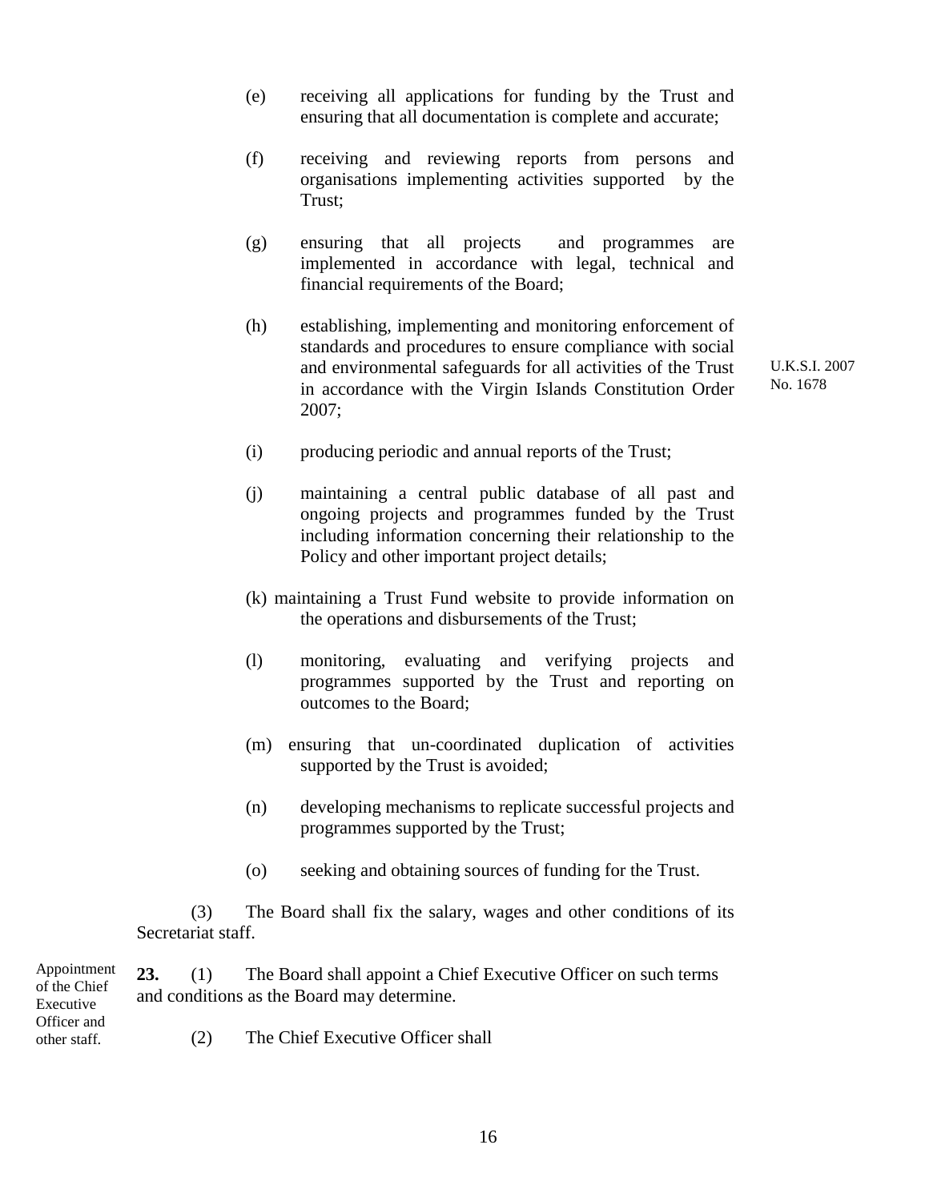(e) receiving all applications for funding by the Trust and ensuring that all documentation is complete and accurate;

(f) receiving and reviewing reports from persons and organisations implementing activities supported by the Trust;

(g) ensuring that all projects and programmes are implemented in accordance with legal, technical and financial requirements of the Board;

(h) establishing, implementing and monitoring enforcement of standards and procedures to ensure compliance with social and environmental safeguards for all activities of the Trust in accordance with the Virgin Islands Constitution Order 2007;

U.K.S.I. 2007 No. 1678

(i) producing periodic and annual reports of the Trust;

(j) maintaining a central public database of all past and ongoing projects and programmes funded by the Trust including information concerning their relationship to the Policy and other important project details;

(k) maintaining a Trust Fund website to provide information on the operations and disbursements of the Trust;

(l) monitoring, evaluating and verifying projects and programmes supported by the Trust and reporting on outcomes to the Board;

(m) ensuring that un-coordinated duplication of activities supported by the Trust is avoided;

(n) developing mechanisms to replicate successful projects and programmes supported by the Trust;

(o) seeking and obtaining sources of funding for the Trust.

(3) The Board shall fix the salary, wages and other conditions of its Secretariat staff.

Appointment of the Chief Executive Officer and other staff.

**23.** (1) The Board shall appoint a Chief Executive Officer on such terms and conditions as the Board may determine.

(2) The Chief Executive Officer shall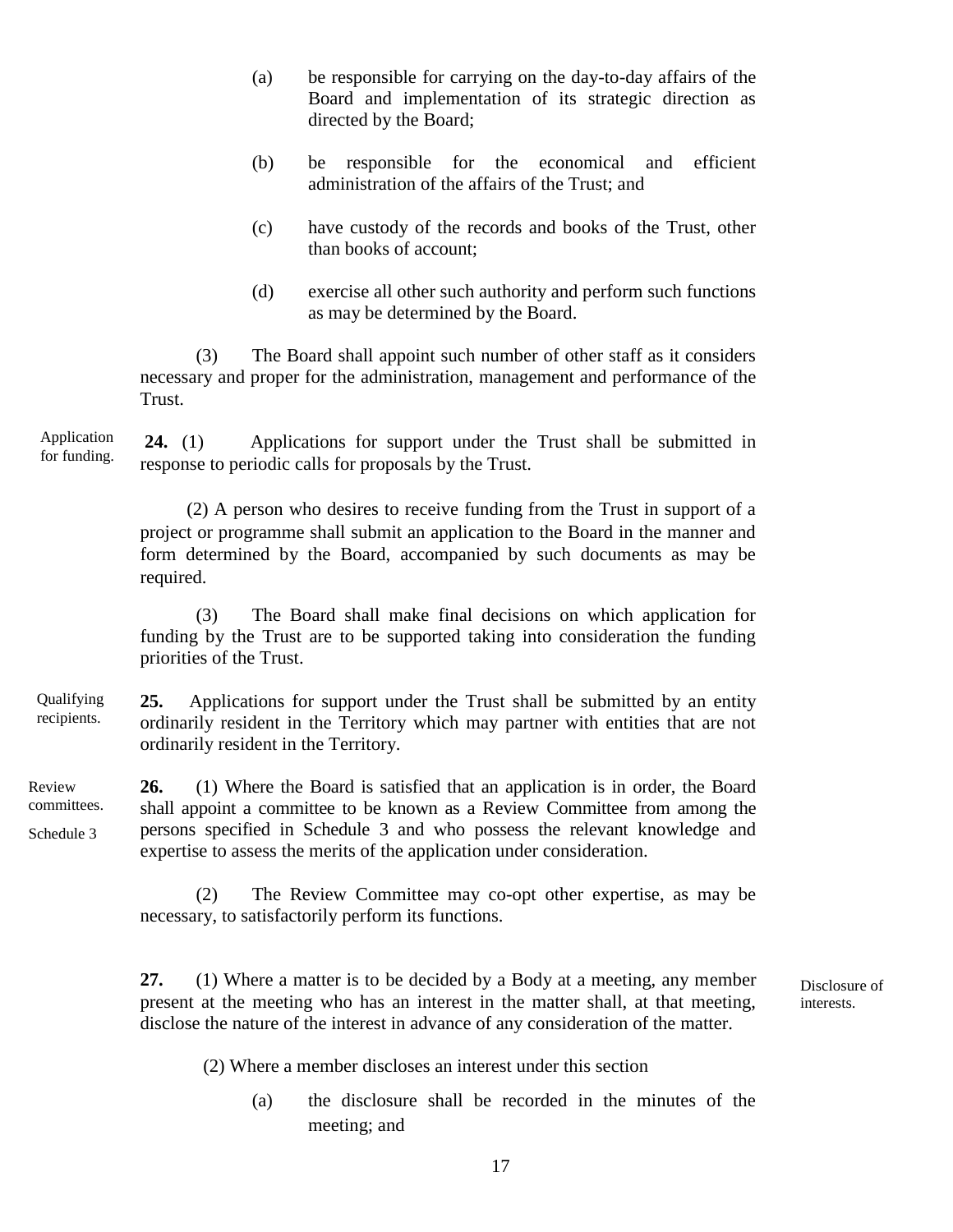(a) be responsible for carrying on the day-to-day affairs of the Board and implementation of its strategic direction as directed by the Board;

(b) be responsible for the economical and efficient administration of the affairs of the Trust; and

(c) have custody of the records and books of the Trust, other than books of account;

(d) exercise all other such authority and perform such functions as may be determined by the Board.

(3) The Board shall appoint such number of other staff as it considers necessary and proper for the administration, management and performance of the Trust.

Application for funding.

**24.** (1) Applications for support under the Trust shall be submitted in response to periodic calls for proposals by the Trust.

(2) A person who desires to receive funding from the Trust in support of a project or programme shall submit an application to the Board in the manner and form determined by the Board, accompanied by such documents as may be required.

(3) The Board shall make final decisions on which application for funding by the Trust are to be supported taking into consideration the funding priorities of the Trust.

Qualifying recipients.

**25.** Applications for support under the Trust shall be submitted by an entity ordinarily resident in the Territory which may partner with entities that are not ordinarily resident in the Territory.

Review committees.

Schedule 3

**26.** (1) Where the Board is satisfied that an application is in order, the Board shall appoint a committee to be known as a Review Committee from among the persons specified in Schedule 3 and who possess the relevant knowledge and expertise to assess the merits of the application under consideration.

(2) The Review Committee may co-opt other expertise, as may be necessary, to satisfactorily perform its functions.

Disclosure of interests.

**27.** (1) Where a matter is to be decided by a Body at a meeting, any member present at the meeting who has an interest in the matter shall, at that meeting, disclose the nature of the interest in advance of any consideration of the matter.

(2) Where a member discloses an interest under this section

(a) the disclosure shall be recorded in the minutes of the meeting; and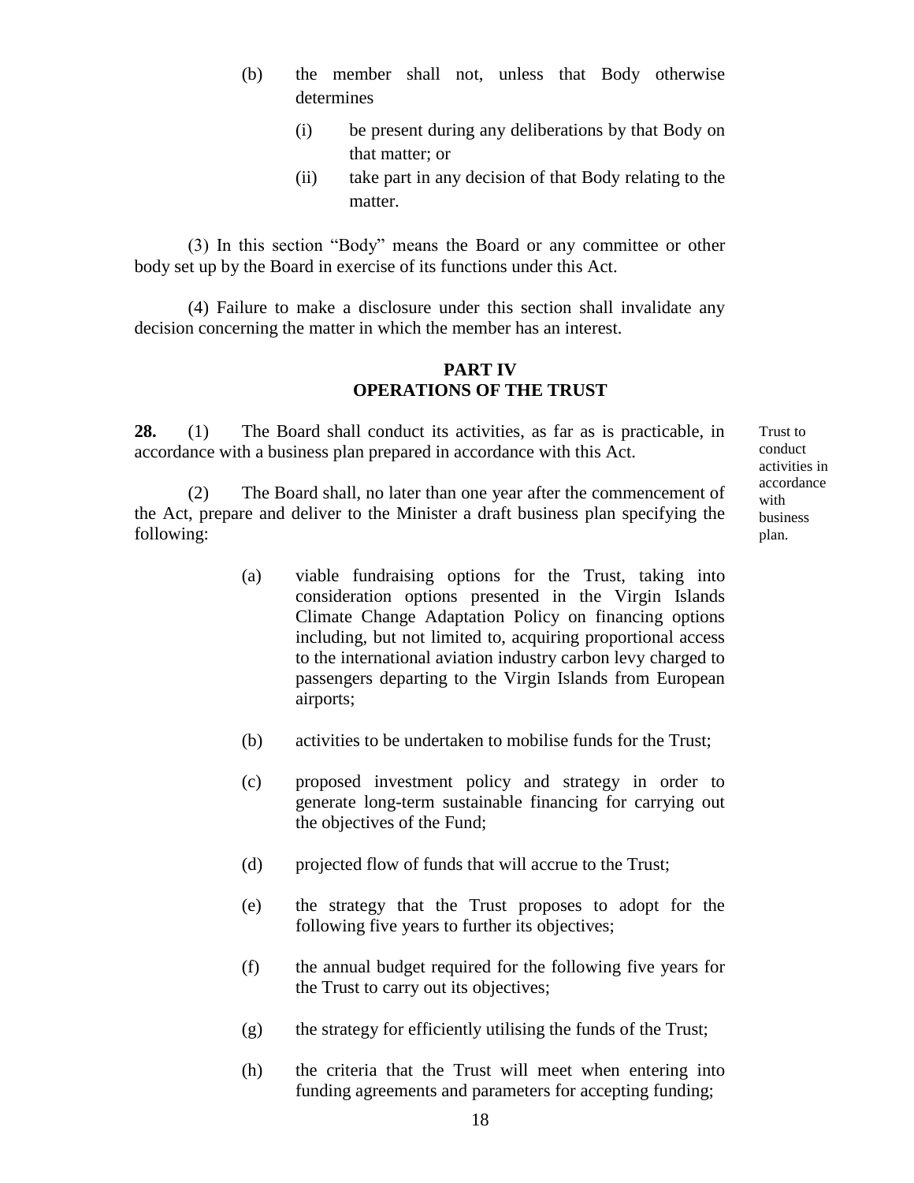(b) the member shall not, unless that Body otherwise determines

(i) be present during any deliberations by that Body on that matter; or

(ii) take part in any decision of that Body relating to the matter.

(3) In this section "Body" means the Board or any committee or other body set up by the Board in exercise of its functions under this Act.

(4) Failure to make a disclosure under this section shall invalidate any decision concerning the matter in which the member has an interest.

## PART IV
## OPERATIONS OF THE TRUST

Trust to conduct activities in accordance with business plan.

**28.** (1) The Board shall conduct its activities, as far as is practicable, in accordance with a business plan prepared in accordance with this Act.

(2) The Board shall, no later than one year after the commencement of the Act, prepare and deliver to the Minister a draft business plan specifying the following:

(a) viable fundraising options for the Trust, taking into consideration options presented in the Virgin Islands Climate Change Adaptation Policy on financing options including, but not limited to, acquiring proportional access to the international aviation industry carbon levy charged to passengers departing to the Virgin Islands from European airports;

(b) activities to be undertaken to mobilise funds for the Trust;

(c) proposed investment policy and strategy in order to generate long-term sustainable financing for carrying out the objectives of the Fund;

(d) projected flow of funds that will accrue to the Trust;

(e) the strategy that the Trust proposes to adopt for the following five years to further its objectives;

(f) the annual budget required for the following five years for the Trust to carry out its objectives;

(g) the strategy for efficiently utilising the funds of the Trust;

(h) the criteria that the Trust will meet when entering into funding agreements and parameters for accepting funding;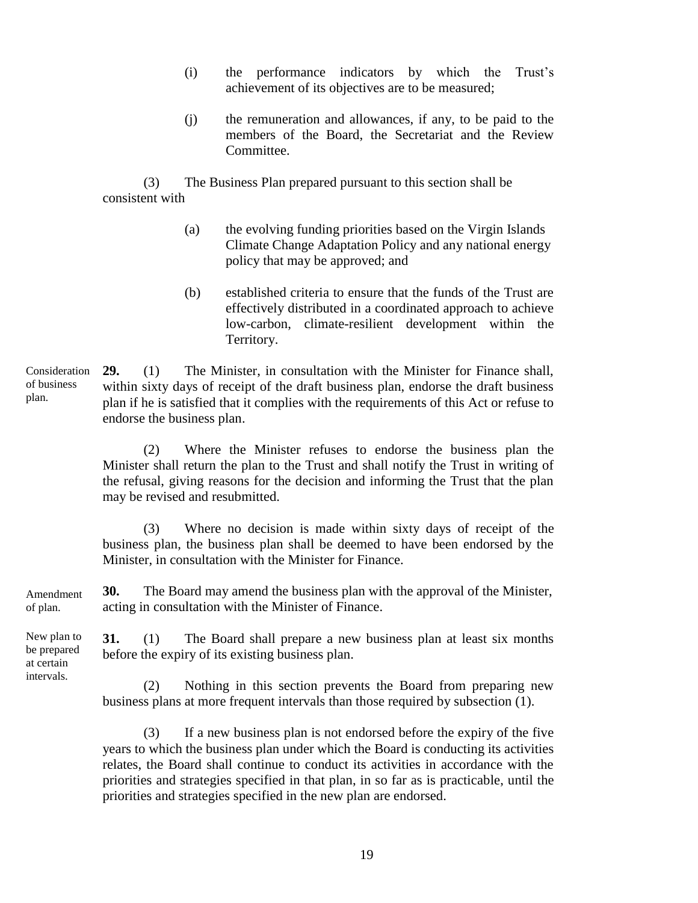(i) the performance indicators by which the Trust's achievement of its objectives are to be measured;

(j) the remuneration and allowances, if any, to be paid to the members of the Board, the Secretariat and the Review Committee.

(3) The Business Plan prepared pursuant to this section shall be consistent with

(a) the evolving funding priorities based on the Virgin Islands Climate Change Adaptation Policy and any national energy policy that may be approved; and

(b) established criteria to ensure that the funds of the Trust are effectively distributed in a coordinated approach to achieve low-carbon, climate-resilient development within the Territory.

Consideration of business plan.

**29.** (1) The Minister, in consultation with the Minister for Finance shall, within sixty days of receipt of the draft business plan, endorse the draft business plan if he is satisfied that it complies with the requirements of this Act or refuse to endorse the business plan.

(2) Where the Minister refuses to endorse the business plan the Minister shall return the plan to the Trust and shall notify the Trust in writing of the refusal, giving reasons for the decision and informing the Trust that the plan may be revised and resubmitted.

(3) Where no decision is made within sixty days of receipt of the business plan, the business plan shall be deemed to have been endorsed by the Minister, in consultation with the Minister for Finance.

Amendment of plan.

**30.** The Board may amend the business plan with the approval of the Minister, acting in consultation with the Minister of Finance.

New plan to be prepared at certain intervals.

**31.** (1) The Board shall prepare a new business plan at least six months before the expiry of its existing business plan.

(2) Nothing in this section prevents the Board from preparing new business plans at more frequent intervals than those required by subsection (1).

(3) If a new business plan is not endorsed before the expiry of the five years to which the business plan under which the Board is conducting its activities relates, the Board shall continue to conduct its activities in accordance with the priorities and strategies specified in that plan, in so far as is practicable, until the priorities and strategies specified in the new plan are endorsed.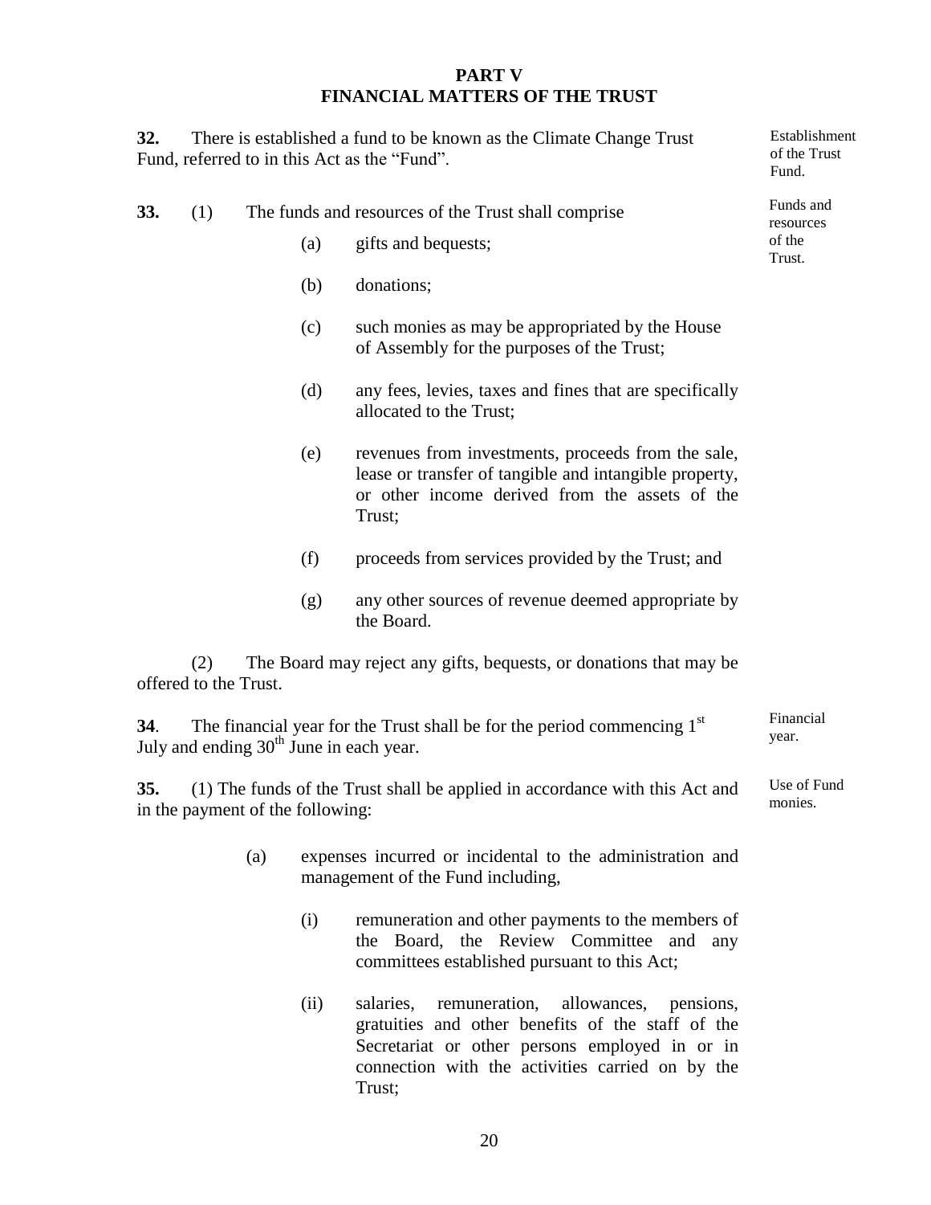## PART V
## FINANCIAL MATTERS OF THE TRUST

**32.** There is established a fund to be known as the Climate Change Trust Fund, referred to in this Act as the "Fund".

Establishment of the Trust Fund.

**33.** (1) The funds and resources of the Trust shall comprise

Funds and resources of the Trust.

(a) gifts and bequests;

(b) donations;

(c) such monies as may be appropriated by the House of Assembly for the purposes of the Trust;

(d) any fees, levies, taxes and fines that are specifically allocated to the Trust;

(e) revenues from investments, proceeds from the sale, lease or transfer of tangible and intangible property, or other income derived from the assets of the Trust;

(f) proceeds from services provided by the Trust; and

(g) any other sources of revenue deemed appropriate by the Board.

(2) The Board may reject any gifts, bequests, or donations that may be offered to the Trust.

**34**. The financial year for the Trust shall be for the period commencing 1st July and ending 30th June in each year.

Financial year.

**35.** (1) The funds of the Trust shall be applied in accordance with this Act and in the payment of the following:

Use of Fund monies.

(a) expenses incurred or incidental to the administration and management of the Fund including,

(i) remuneration and other payments to the members of the Board, the Review Committee and any committees established pursuant to this Act;

(ii) salaries, remuneration, allowances, pensions, gratuities and other benefits of the staff of the Secretariat or other persons employed in or in connection with the activities carried on by the Trust;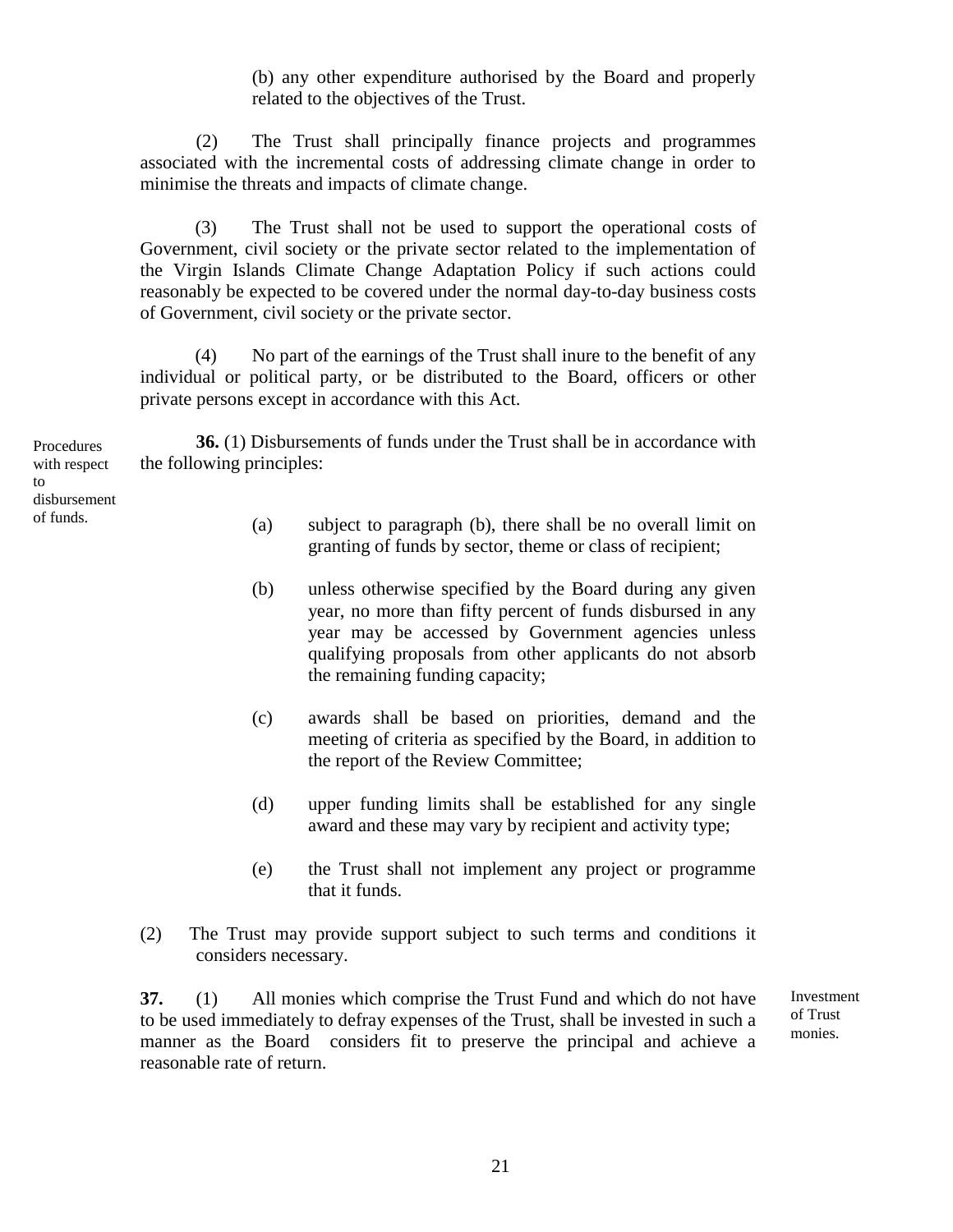(b) any other expenditure authorised by the Board and properly related to the objectives of the Trust.

(2) The Trust shall principally finance projects and programmes associated with the incremental costs of addressing climate change in order to minimise the threats and impacts of climate change.

(3) The Trust shall not be used to support the operational costs of Government, civil society or the private sector related to the implementation of the Virgin Islands Climate Change Adaptation Policy if such actions could reasonably be expected to be covered under the normal day-to-day business costs of Government, civil society or the private sector.

(4) No part of the earnings of the Trust shall inure to the benefit of any individual or political party, or be distributed to the Board, officers or other private persons except in accordance with this Act.

Procedures with respect to disbursement of funds.

**36.** (1) Disbursements of funds under the Trust shall be in accordance with the following principles:

(a) subject to paragraph (b), there shall be no overall limit on granting of funds by sector, theme or class of recipient;

(b) unless otherwise specified by the Board during any given year, no more than fifty percent of funds disbursed in any year may be accessed by Government agencies unless qualifying proposals from other applicants do not absorb the remaining funding capacity;

(c) awards shall be based on priorities, demand and the meeting of criteria as specified by the Board, in addition to the report of the Review Committee;

(d) upper funding limits shall be established for any single award and these may vary by recipient and activity type;

(e) the Trust shall not implement any project or programme that it funds.

(2) The Trust may provide support subject to such terms and conditions it considers necessary.

Investment of Trust monies.

**37.** (1) All monies which comprise the Trust Fund and which do not have to be used immediately to defray expenses of the Trust, shall be invested in such a manner as the Board considers fit to preserve the principal and achieve a reasonable rate of return.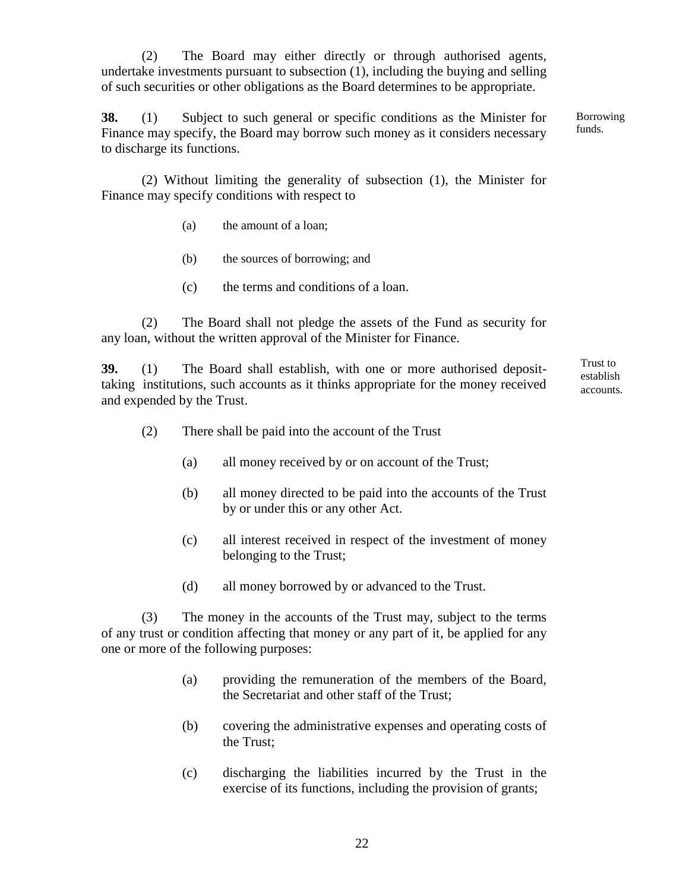(2) The Board may either directly or through authorised agents, undertake investments pursuant to subsection (1), including the buying and selling of such securities or other obligations as the Board determines to be appropriate.

**38.** (1) Subject to such general or specific conditions as the Minister for Finance may specify, the Board may borrow such money as it considers necessary to discharge its functions.

Borrowing funds.

(2) Without limiting the generality of subsection (1), the Minister for Finance may specify conditions with respect to

(a) the amount of a loan;

(b) the sources of borrowing; and

(c) the terms and conditions of a loan.

(2) The Board shall not pledge the assets of the Fund as security for any loan, without the written approval of the Minister for Finance.

**39.** (1) The Board shall establish, with one or more authorised deposit-taking institutions, such accounts as it thinks appropriate for the money received and expended by the Trust.

Trust to establish accounts.

(2) There shall be paid into the account of the Trust

(a) all money received by or on account of the Trust;

(b) all money directed to be paid into the accounts of the Trust by or under this or any other Act.

(c) all interest received in respect of the investment of money belonging to the Trust;

(d) all money borrowed by or advanced to the Trust.

(3) The money in the accounts of the Trust may, subject to the terms of any trust or condition affecting that money or any part of it, be applied for any one or more of the following purposes:

(a) providing the remuneration of the members of the Board, the Secretariat and other staff of the Trust;

(b) covering the administrative expenses and operating costs of the Trust;

(c) discharging the liabilities incurred by the Trust in the exercise of its functions, including the provision of grants;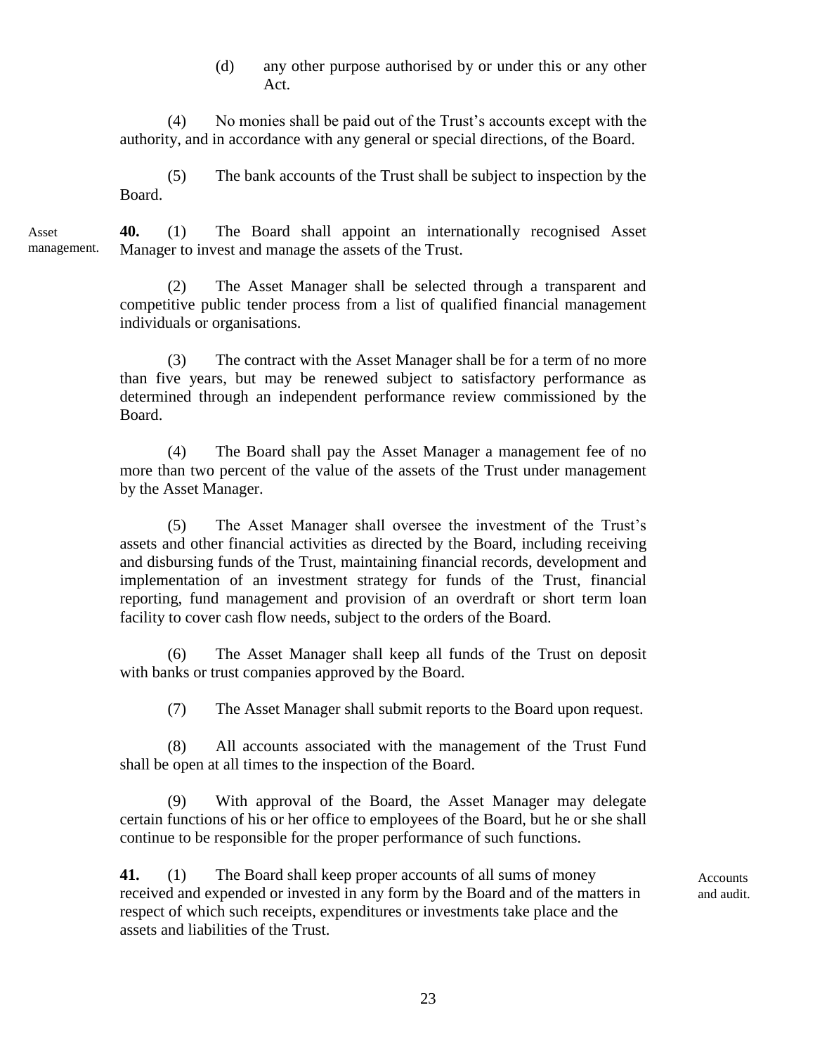(d) any other purpose authorised by or under this or any other Act.

(4) No monies shall be paid out of the Trust's accounts except with the authority, and in accordance with any general or special directions, of the Board.

(5) The bank accounts of the Trust shall be subject to inspection by the Board.

Asset management.

**40.** (1) The Board shall appoint an internationally recognised Asset Manager to invest and manage the assets of the Trust.

(2) The Asset Manager shall be selected through a transparent and competitive public tender process from a list of qualified financial management individuals or organisations.

(3) The contract with the Asset Manager shall be for a term of no more than five years, but may be renewed subject to satisfactory performance as determined through an independent performance review commissioned by the Board.

(4) The Board shall pay the Asset Manager a management fee of no more than two percent of the value of the assets of the Trust under management by the Asset Manager.

(5) The Asset Manager shall oversee the investment of the Trust's assets and other financial activities as directed by the Board, including receiving and disbursing funds of the Trust, maintaining financial records, development and implementation of an investment strategy for funds of the Trust, financial reporting, fund management and provision of an overdraft or short term loan facility to cover cash flow needs, subject to the orders of the Board.

(6) The Asset Manager shall keep all funds of the Trust on deposit with banks or trust companies approved by the Board.

(7) The Asset Manager shall submit reports to the Board upon request.

(8) All accounts associated with the management of the Trust Fund shall be open at all times to the inspection of the Board.

(9) With approval of the Board, the Asset Manager may delegate certain functions of his or her office to employees of the Board, but he or she shall continue to be responsible for the proper performance of such functions.

Accounts and audit.

**41.** (1) The Board shall keep proper accounts of all sums of money received and expended or invested in any form by the Board and of the matters in respect of which such receipts, expenditures or investments take place and the assets and liabilities of the Trust.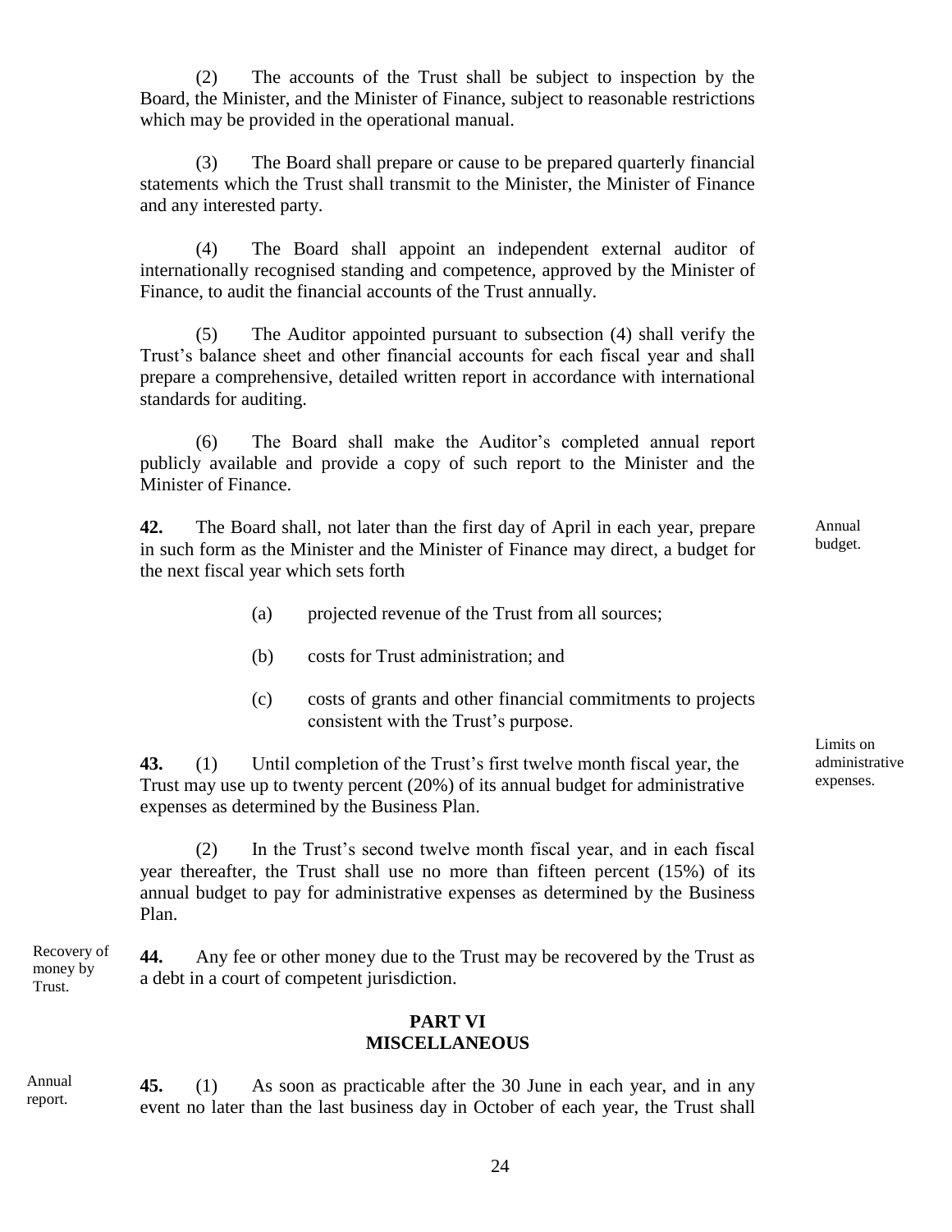(2) The accounts of the Trust shall be subject to inspection by the Board, the Minister, and the Minister of Finance, subject to reasonable restrictions which may be provided in the operational manual.

(3) The Board shall prepare or cause to be prepared quarterly financial statements which the Trust shall transmit to the Minister, the Minister of Finance and any interested party.

(4) The Board shall appoint an independent external auditor of internationally recognised standing and competence, approved by the Minister of Finance, to audit the financial accounts of the Trust annually.

(5) The Auditor appointed pursuant to subsection (4) shall verify the Trust's balance sheet and other financial accounts for each fiscal year and shall prepare a comprehensive, detailed written report in accordance with international standards for auditing.

(6) The Board shall make the Auditor's completed annual report publicly available and provide a copy of such report to the Minister and the Minister of Finance.

*Annual budget.*

**42.** The Board shall, not later than the first day of April in each year, prepare in such form as the Minister and the Minister of Finance may direct, a budget for the next fiscal year which sets forth

(a) projected revenue of the Trust from all sources;

(b) costs for Trust administration; and

(c) costs of grants and other financial commitments to projects consistent with the Trust's purpose.

*Limits on administrative expenses.*

**43.** (1) Until completion of the Trust's first twelve month fiscal year, the Trust may use up to twenty percent (20%) of its annual budget for administrative expenses as determined by the Business Plan.

(2) In the Trust's second twelve month fiscal year, and in each fiscal year thereafter, the Trust shall use no more than fifteen percent (15%) of its annual budget to pay for administrative expenses as determined by the Business Plan.

*Recovery of money by Trust.*

**44.** Any fee or other money due to the Trust may be recovered by the Trust as a debt in a court of competent jurisdiction.

## PART VI
## MISCELLANEOUS

*Annual report.*

**45.** (1) As soon as practicable after the 30 June in each year, and in any event no later than the last business day in October of each year, the Trust shall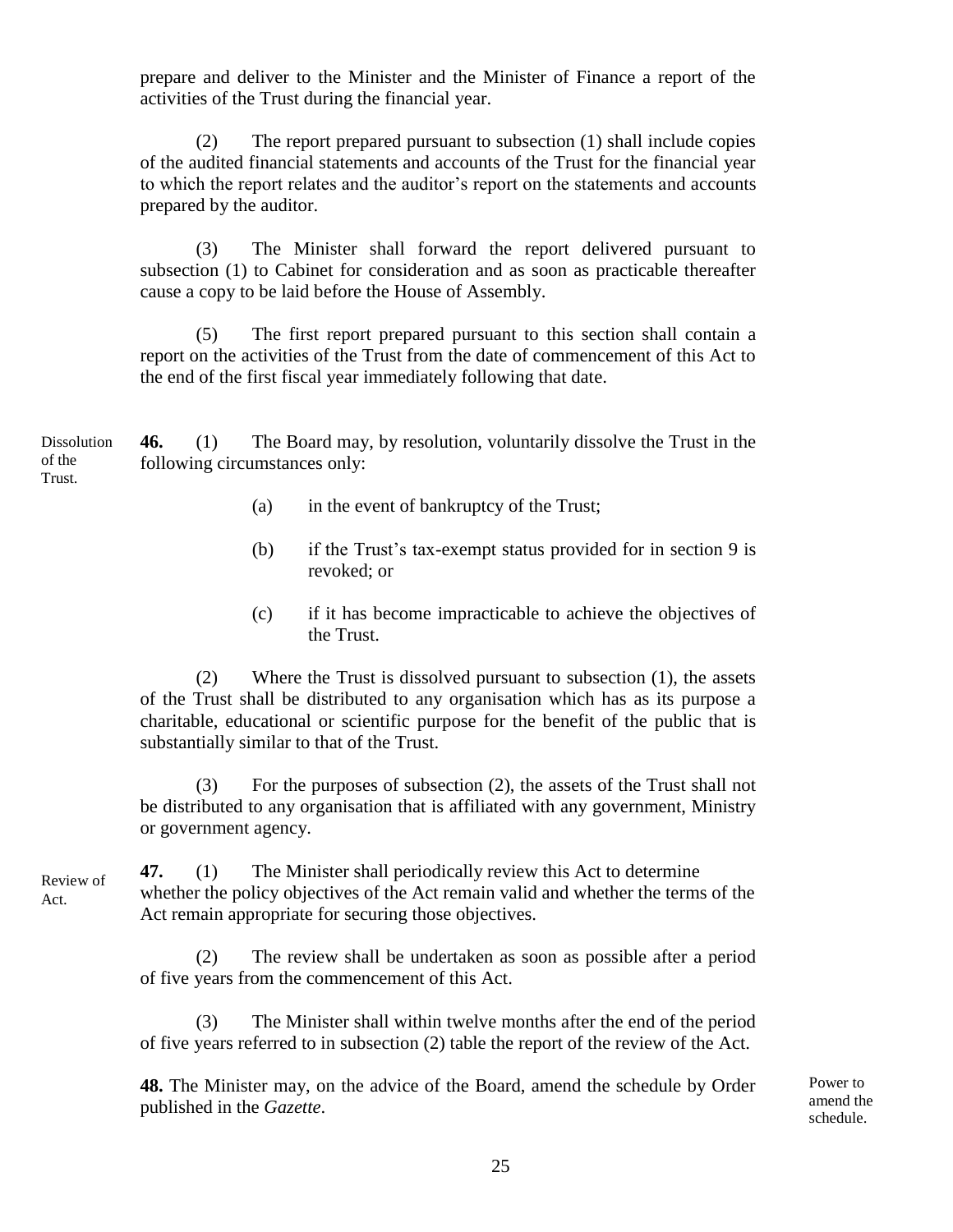prepare and deliver to the Minister and the Minister of Finance a report of the activities of the Trust during the financial year.

(2) The report prepared pursuant to subsection (1) shall include copies of the audited financial statements and accounts of the Trust for the financial year to which the report relates and the auditor's report on the statements and accounts prepared by the auditor.

(3) The Minister shall forward the report delivered pursuant to subsection (1) to Cabinet for consideration and as soon as practicable thereafter cause a copy to be laid before the House of Assembly.

(5) The first report prepared pursuant to this section shall contain a report on the activities of the Trust from the date of commencement of this Act to the end of the first fiscal year immediately following that date.

Dissolution of the Trust.

**46.** (1) The Board may, by resolution, voluntarily dissolve the Trust in the following circumstances only:

(a) in the event of bankruptcy of the Trust;

(b) if the Trust's tax-exempt status provided for in section 9 is revoked; or

(c) if it has become impracticable to achieve the objectives of the Trust.

(2) Where the Trust is dissolved pursuant to subsection (1), the assets of the Trust shall be distributed to any organisation which has as its purpose a charitable, educational or scientific purpose for the benefit of the public that is substantially similar to that of the Trust.

(3) For the purposes of subsection (2), the assets of the Trust shall not be distributed to any organisation that is affiliated with any government, Ministry or government agency.

Review of Act.

**47.** (1) The Minister shall periodically review this Act to determine whether the policy objectives of the Act remain valid and whether the terms of the Act remain appropriate for securing those objectives.

(2) The review shall be undertaken as soon as possible after a period of five years from the commencement of this Act.

(3) The Minister shall within twelve months after the end of the period of five years referred to in subsection (2) table the report of the review of the Act.

Power to amend the schedule.

**48.** The Minister may, on the advice of the Board, amend the schedule by Order published in the *Gazette*.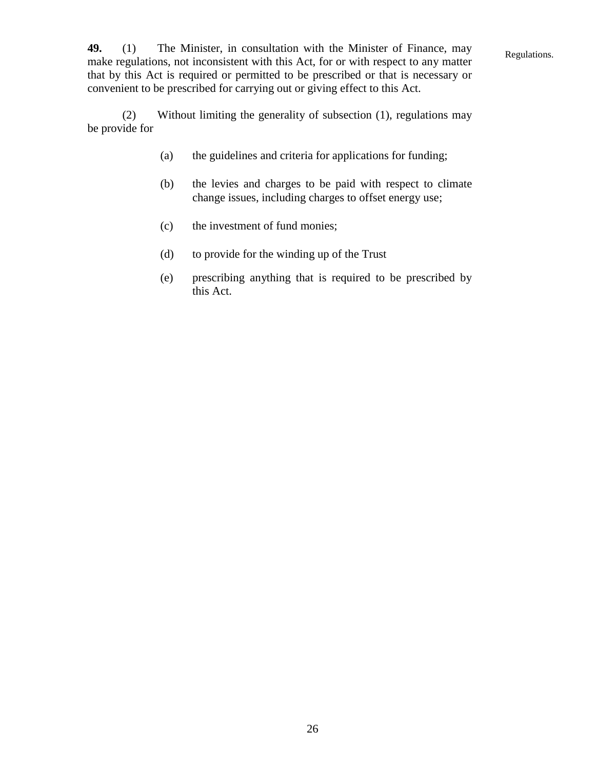**49.** (1) The Minister, in consultation with the Minister of Finance, may make regulations, not inconsistent with this Act, for or with respect to any matter that by this Act is required or permitted to be prescribed or that is necessary or convenient to be prescribed for carrying out or giving effect to this Act.

Regulations.

(2) Without limiting the generality of subsection (1), regulations may be provide for

(a) the guidelines and criteria for applications for funding;

(b) the levies and charges to be paid with respect to climate change issues, including charges to offset energy use;

(c) the investment of fund monies;

(d) to provide for the winding up of the Trust

(e) prescribing anything that is required to be prescribed by this Act.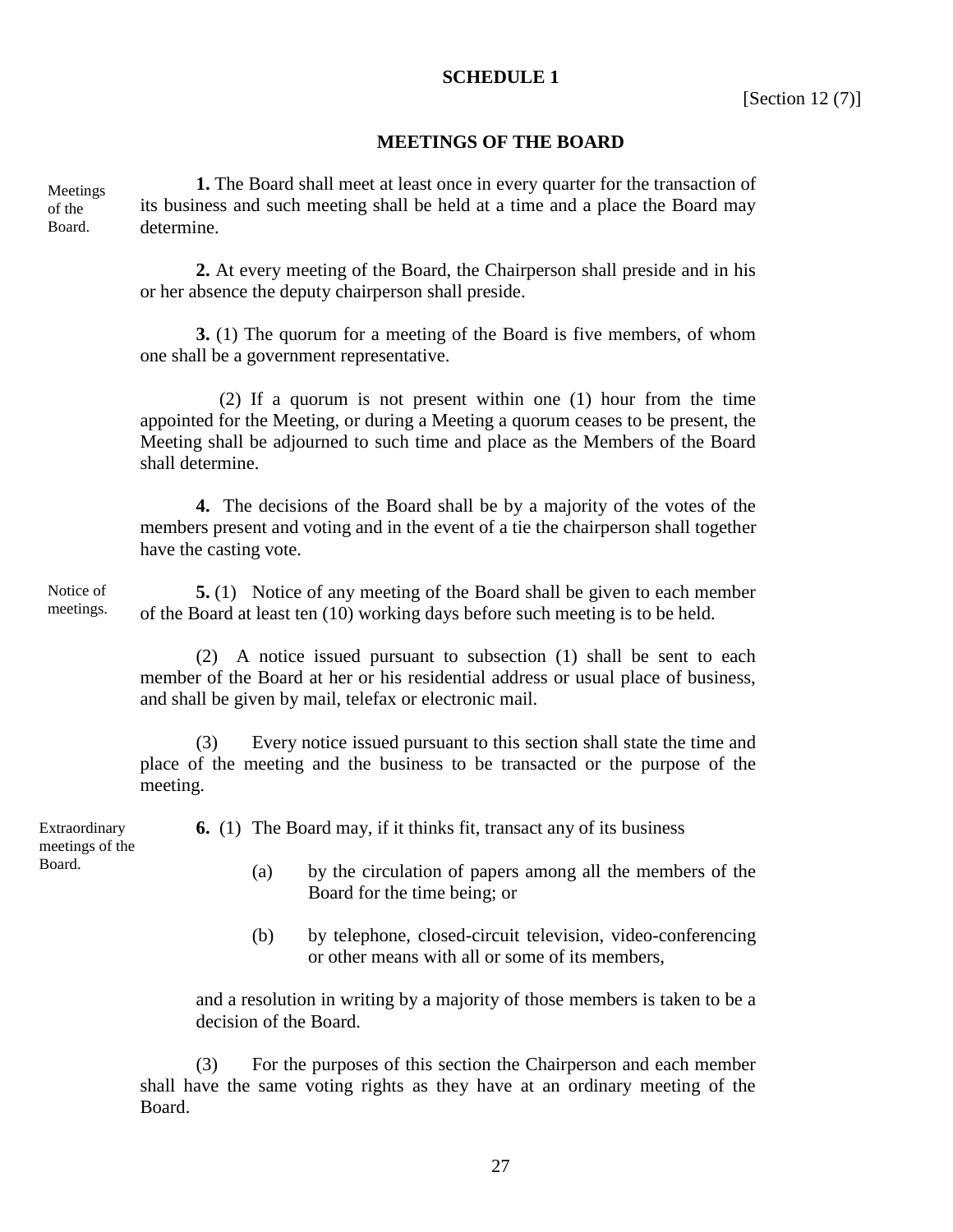**SCHEDULE 1**

[Section 12 (7)]

**MEETINGS OF THE BOARD**

Meetings of the Board.

**1.** The Board shall meet at least once in every quarter for the transaction of its business and such meeting shall be held at a time and a place the Board may determine.

**2.** At every meeting of the Board, the Chairperson shall preside and in his or her absence the deputy chairperson shall preside.

**3.** (1) The quorum for a meeting of the Board is five members, of whom one shall be a government representative.

(2) If a quorum is not present within one (1) hour from the time appointed for the Meeting, or during a Meeting a quorum ceases to be present, the Meeting shall be adjourned to such time and place as the Members of the Board shall determine.

**4.** The decisions of the Board shall be by a majority of the votes of the members present and voting and in the event of a tie the chairperson shall together have the casting vote.

Notice of meetings.

**5.** (1) Notice of any meeting of the Board shall be given to each member of the Board at least ten (10) working days before such meeting is to be held.

(2) A notice issued pursuant to subsection (1) shall be sent to each member of the Board at her or his residential address or usual place of business, and shall be given by mail, telefax or electronic mail.

(3) Every notice issued pursuant to this section shall state the time and place of the meeting and the business to be transacted or the purpose of the meeting.

Extraordinary meetings of the Board.

**6.** (1) The Board may, if it thinks fit, transact any of its business

(a) by the circulation of papers among all the members of the Board for the time being; or

(b) by telephone, closed-circuit television, video-conferencing or other means with all or some of its members,

and a resolution in writing by a majority of those members is taken to be a decision of the Board.

(3) For the purposes of this section the Chairperson and each member shall have the same voting rights as they have at an ordinary meeting of the Board.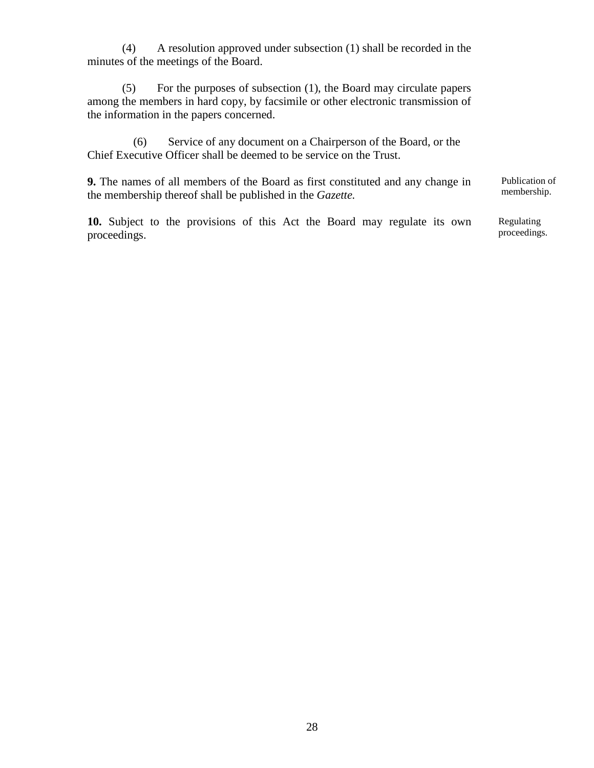(4) A resolution approved under subsection (1) shall be recorded in the minutes of the meetings of the Board.

(5) For the purposes of subsection (1), the Board may circulate papers among the members in hard copy, by facsimile or other electronic transmission of the information in the papers concerned.

(6) Service of any document on a Chairperson of the Board, or the Chief Executive Officer shall be deemed to be service on the Trust.

Publication of membership.

**9.** The names of all members of the Board as first constituted and any change in the membership thereof shall be published in the *Gazette.*

Regulating proceedings.

**10.** Subject to the provisions of this Act the Board may regulate its own proceedings.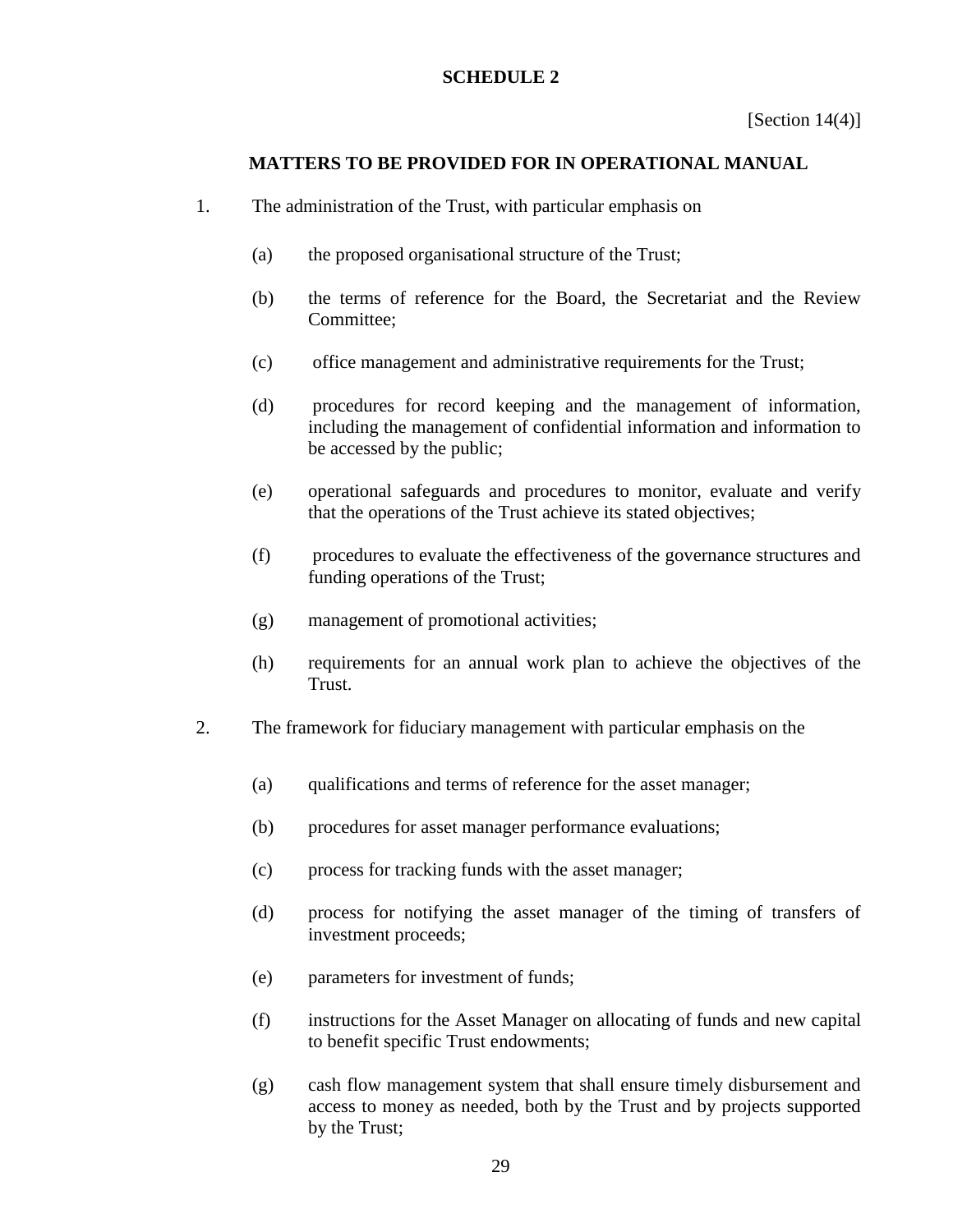## SCHEDULE 2

[Section 14(4)]

### MATTERS TO BE PROVIDED FOR IN OPERATIONAL MANUAL

1. The administration of the Trust, with particular emphasis on

   (a) the proposed organisational structure of the Trust;

   (b) the terms of reference for the Board, the Secretariat and the Review Committee;

   (c) office management and administrative requirements for the Trust;

   (d) procedures for record keeping and the management of information, including the management of confidential information and information to be accessed by the public;

   (e) operational safeguards and procedures to monitor, evaluate and verify that the operations of the Trust achieve its stated objectives;

   (f) procedures to evaluate the effectiveness of the governance structures and funding operations of the Trust;

   (g) management of promotional activities;

   (h) requirements for an annual work plan to achieve the objectives of the Trust.

2. The framework for fiduciary management with particular emphasis on the

   (a) qualifications and terms of reference for the asset manager;

   (b) procedures for asset manager performance evaluations;

   (c) process for tracking funds with the asset manager;

   (d) process for notifying the asset manager of the timing of transfers of investment proceeds;

   (e) parameters for investment of funds;

   (f) instructions for the Asset Manager on allocating of funds and new capital to benefit specific Trust endowments;

   (g) cash flow management system that shall ensure timely disbursement and access to money as needed, both by the Trust and by projects supported by the Trust;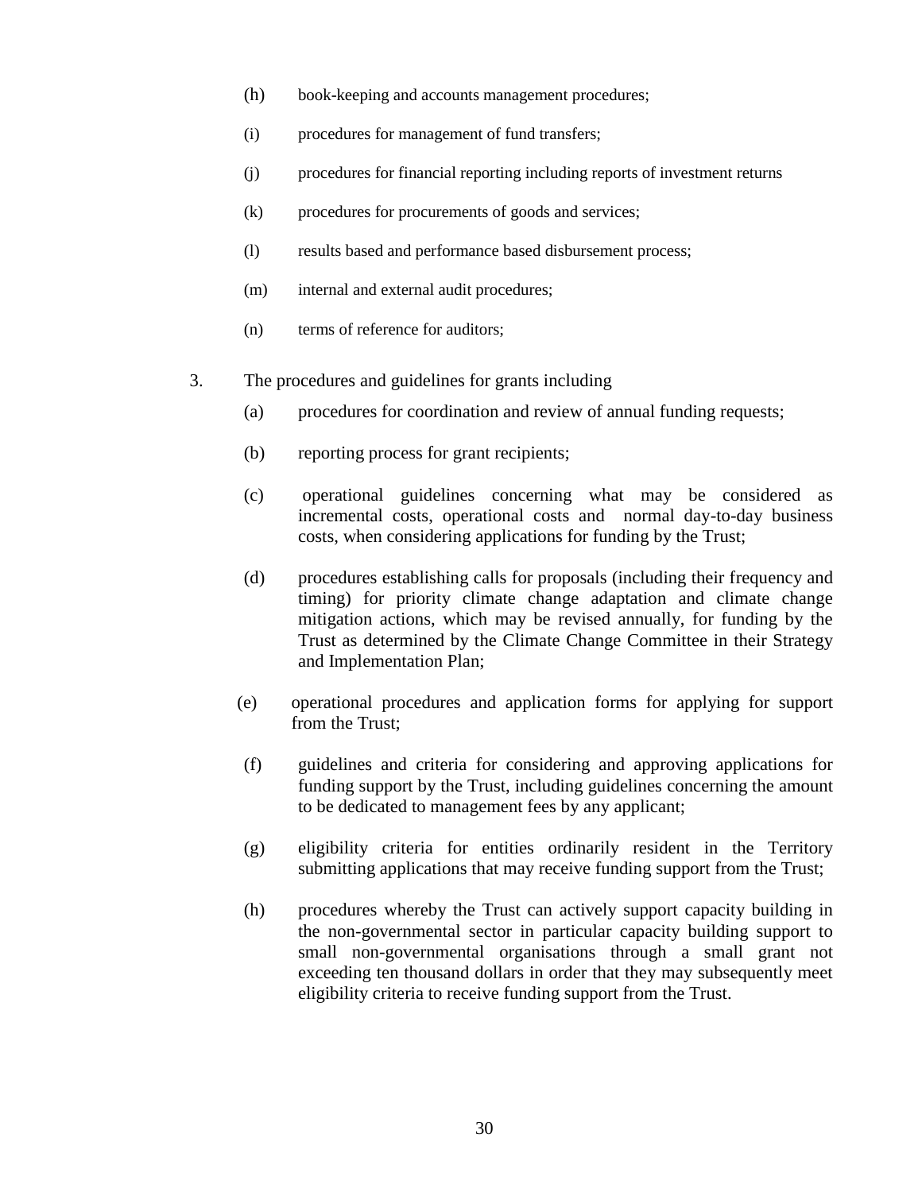(h) book-keeping and accounts management procedures;

(i) procedures for management of fund transfers;

(j) procedures for financial reporting including reports of investment returns

(k) procedures for procurements of goods and services;

(l) results based and performance based disbursement process;

(m) internal and external audit procedures;

(n) terms of reference for auditors;

3. The procedures and guidelines for grants including

(a) procedures for coordination and review of annual funding requests;

(b) reporting process for grant recipients;

(c) operational guidelines concerning what may be considered as incremental costs, operational costs and normal day-to-day business costs, when considering applications for funding by the Trust;

(d) procedures establishing calls for proposals (including their frequency and timing) for priority climate change adaptation and climate change mitigation actions, which may be revised annually, for funding by the Trust as determined by the Climate Change Committee in their Strategy and Implementation Plan;

(e) operational procedures and application forms for applying for support from the Trust;

(f) guidelines and criteria for considering and approving applications for funding support by the Trust, including guidelines concerning the amount to be dedicated to management fees by any applicant;

(g) eligibility criteria for entities ordinarily resident in the Territory submitting applications that may receive funding support from the Trust;

(h) procedures whereby the Trust can actively support capacity building in the non-governmental sector in particular capacity building support to small non-governmental organisations through a small grant not exceeding ten thousand dollars in order that they may subsequently meet eligibility criteria to receive funding support from the Trust.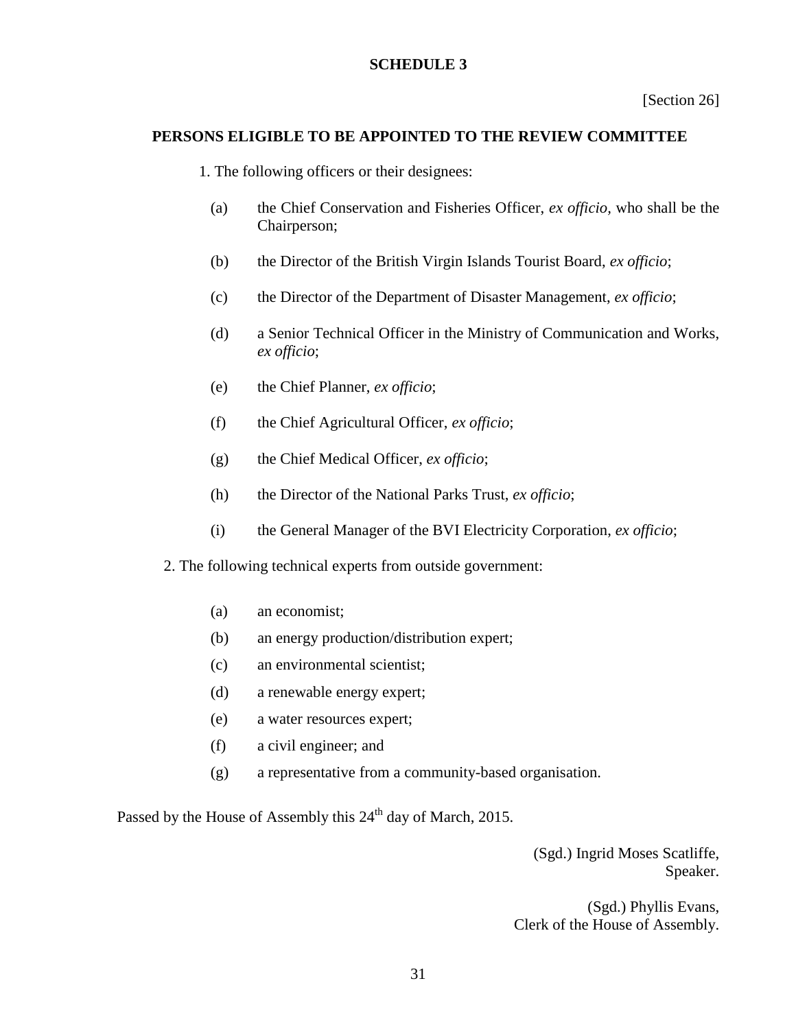## SCHEDULE 3

[Section 26]

### PERSONS ELIGIBLE TO BE APPOINTED TO THE REVIEW COMMITTEE

1. The following officers or their designees:

   (a) the Chief Conservation and Fisheries Officer, *ex officio*, who shall be the Chairperson;

   (b) the Director of the British Virgin Islands Tourist Board, *ex officio*;

   (c) the Director of the Department of Disaster Management, *ex officio*;

   (d) a Senior Technical Officer in the Ministry of Communication and Works, *ex officio*;

   (e) the Chief Planner, *ex officio*;

   (f) the Chief Agricultural Officer, *ex officio*;

   (g) the Chief Medical Officer, *ex officio*;

   (h) the Director of the National Parks Trust, *ex officio*;

   (i) the General Manager of the BVI Electricity Corporation, *ex officio*;

2. The following technical experts from outside government:

   (a) an economist;

   (b) an energy production/distribution expert;

   (c) an environmental scientist;

   (d) a renewable energy expert;

   (e) a water resources expert;

   (f) a civil engineer; and

   (g) a representative from a community-based organisation.

Passed by the House of Assembly this 24th day of March, 2015.

(Sgd.) Ingrid Moses Scatliffe,
Speaker.

(Sgd.) Phyllis Evans,
Clerk of the House of Assembly.